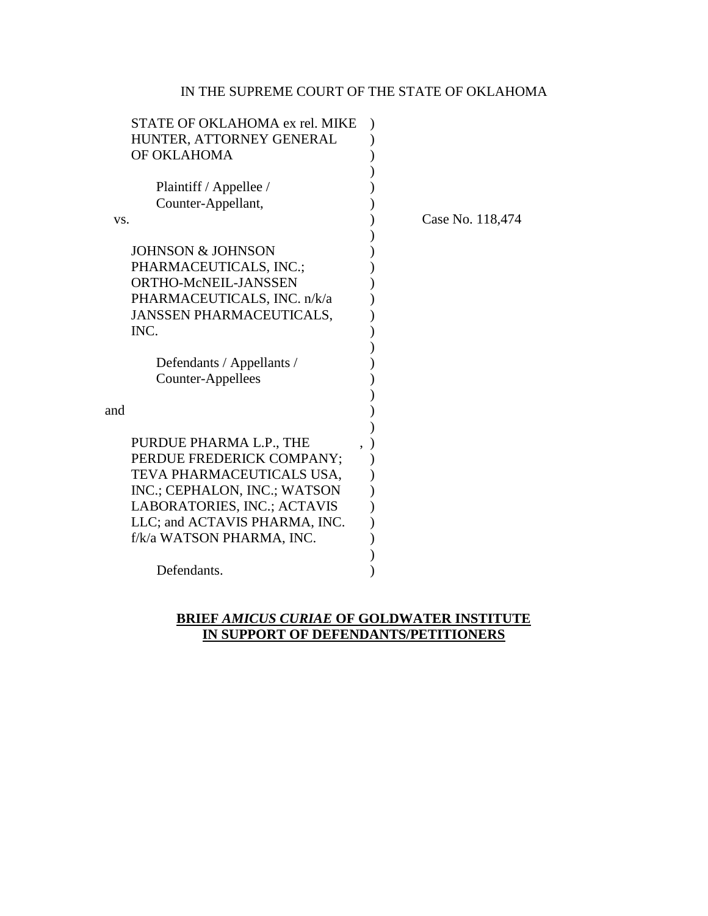IN THE SUPREME COURT OF THE STATE OF OKLAHOMA

STATE OF OKLAHOMA ex rel. MIKE HUNTER, ATTORNEY GENERAL OF OKLAHOMA

Plaintiff / Appellee / Counter-Appellant,

vs.

JOHNSON & JOHNSON PHARMACEUTICALS, INC.; ORTHO-McNEIL-JANSSEN PHARMACEUTICALS, INC. n/k/a JANSSEN PHARMACEUTICALS, INC.

Defendants / Appellants / Counter-Appellees

and

PURDUE PHARMA L.P., THE PERDUE FREDERICK COMPANY; TEVA PHARMACEUTICALS USA, INC.; CEPHALON, INC.; WATSON LABORATORIES, INC.; ACTAVIS LLC; and ACTAVIS PHARMA, INC. f/k/a WATSON PHARMA, INC.

Defendants.

Case No. 118,474

**BRIEF *AMICUS CURIAE* OF GOLDWATER INSTITUTE IN SUPPORT OF DEFENDANTS/PETITIONERS**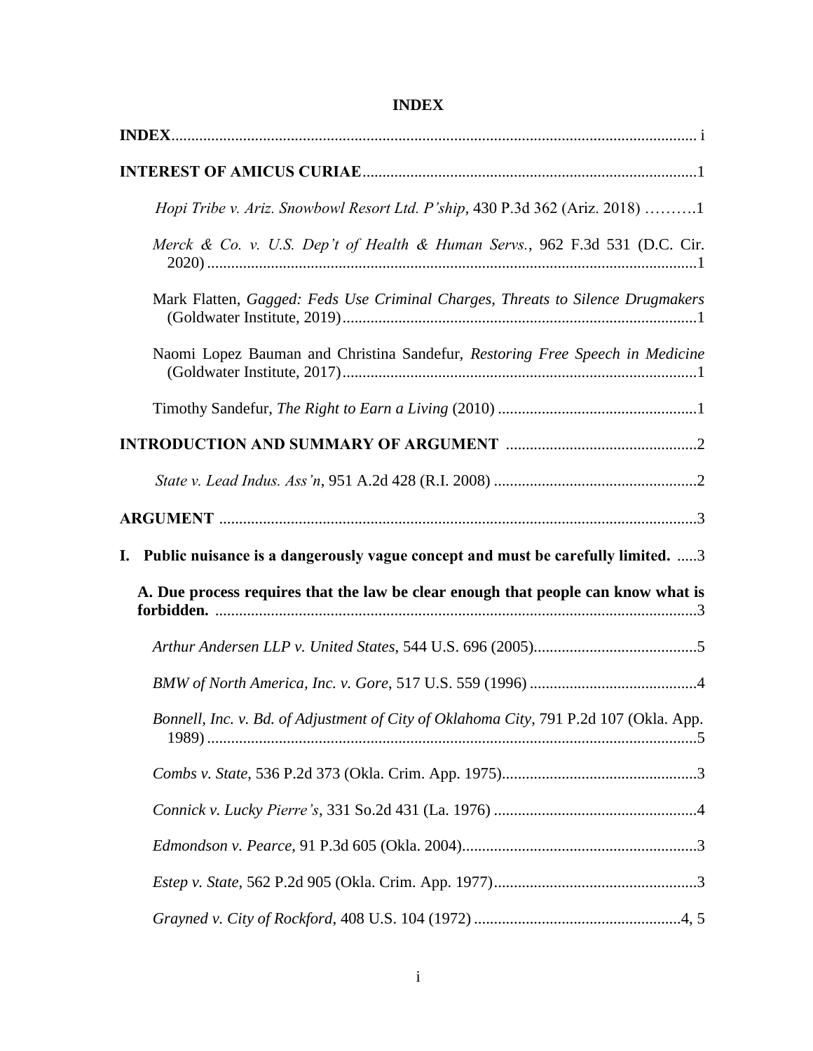# INDEX

**INDEX**.................................................................................................................................. i

**INTEREST OF AMICUS CURIAE**...................................................................................1

*Hopi Tribe v. Ariz. Snowbowl Resort Ltd. P'ship*, 430 P.3d 362 (Ariz. 2018) ……….1

*Merck & Co. v. U.S. Dep't of Health & Human Servs.*, 962 F.3d 531 (D.C. Cir. 2020)..........................................................................................................................1

Mark Flatten, *Gagged: Feds Use Criminal Charges, Threats to Silence Drugmakers* (Goldwater Institute, 2019).........................................................................................1

Naomi Lopez Bauman and Christina Sandefur, *Restoring Free Speech in Medicine* (Goldwater Institute, 2017).........................................................................................1

Timothy Sandefur, *The Right to Earn a Living* (2010) ..................................................1

**INTRODUCTION AND SUMMARY OF ARGUMENT** ................................................2

*State v. Lead Indus. Ass'n*, 951 A.2d 428 (R.I. 2008) ..................................................2

**ARGUMENT** ......................................................................................................................3

**I. Public nuisance is a dangerously vague concept and must be carefully limited.** .....3

**A. Due process requires that the law be clear enough that people can know what is forbidden.** ........................................................................................................................3

*Arthur Andersen LLP v. United States*, 544 U.S. 696 (2005)..........................................5

*BMW of North America, Inc. v. Gore*, 517 U.S. 559 (1996) ..........................................4

*Bonnell, Inc. v. Bd. of Adjustment of City of Oklahoma City*, 791 P.2d 107 (Okla. App. 1989)..........................................................................................................................5

*Combs v. State*, 536 P.2d 373 (Okla. Crim. App. 1975).................................................3

*Connick v. Lucky Pierre's*, 331 So.2d 431 (La. 1976) ...................................................4

*Edmondson v. Pearce*, 91 P.3d 605 (Okla. 2004)...........................................................3

*Estep v. State*, 562 P.2d 905 (Okla. Crim. App. 1977)...................................................3

*Grayned v. City of Rockford*, 408 U.S. 104 (1972) ....................................................4, 5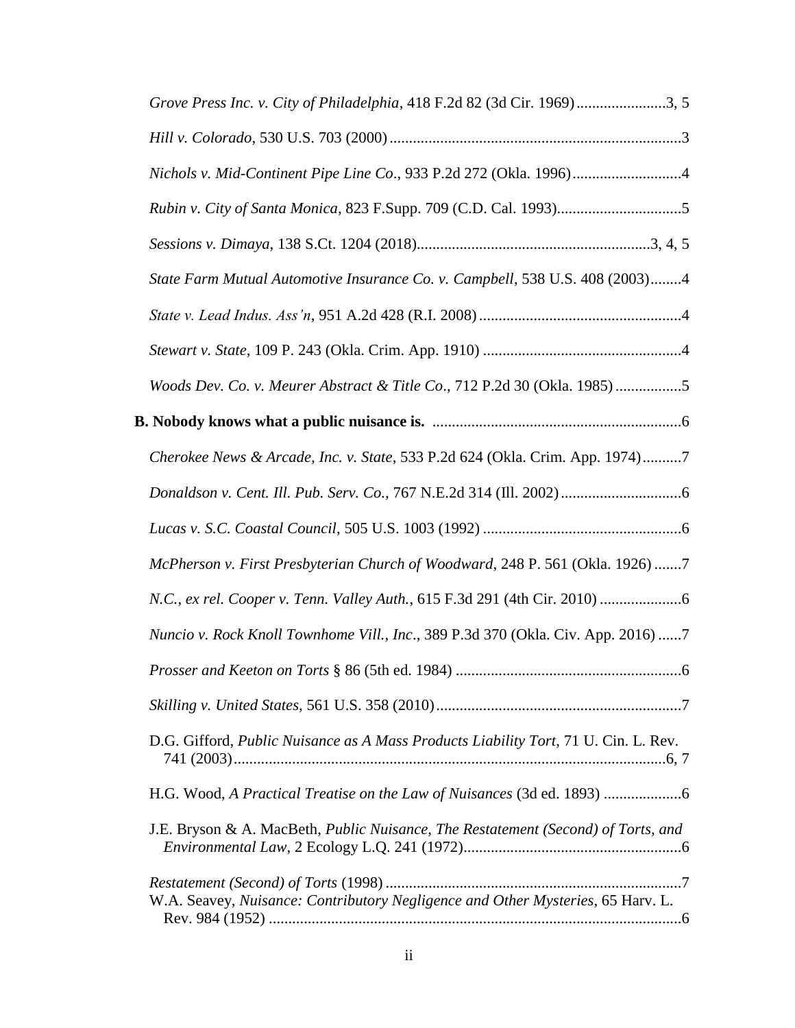*Grove Press Inc. v. City of Philadelphia*, 418 F.2d 82 (3d Cir. 1969).......................3, 5

*Hill v. Colorado*, 530 U.S. 703 (2000)...........................................................................3

*Nichols v. Mid-Continent Pipe Line Co*., 933 P.2d 272 (Okla. 1996)............................4

*Rubin v. City of Santa Monica*, 823 F.Supp. 709 (C.D. Cal. 1993)................................5

*Sessions v. Dimaya*, 138 S.Ct. 1204 (2018)............................................................3, 4, 5

*State Farm Mutual Automotive Insurance Co. v. Campbell*, 538 U.S. 408 (2003)........4

*State v. Lead Indus. Ass'n*, 951 A.2d 428 (R.I. 2008)....................................................4

*Stewart v. State*, 109 P. 243 (Okla. Crim. App. 1910)...................................................4

*Woods Dev. Co. v. Meurer Abstract & Title Co*., 712 P.2d 30 (Okla. 1985).................5

**B. Nobody knows what a public nuisance is.** ................................................................6

*Cherokee News & Arcade, Inc. v. State*, 533 P.2d 624 (Okla. Crim. App. 1974)..........7

*Donaldson v. Cent. Ill. Pub. Serv. Co.*, 767 N.E.2d 314 (Ill. 2002)...............................6

*Lucas v. S.C. Coastal Council*, 505 U.S. 1003 (1992)..................................................6

*McPherson v. First Presbyterian Church of Woodward*, 248 P. 561 (Okla. 1926).......7

*N.C., ex rel. Cooper v. Tenn. Valley Auth.*, 615 F.3d 291 (4th Cir. 2010).....................6

*Nuncio v. Rock Knoll Townhome Vill., Inc*., 389 P.3d 370 (Okla. Civ. App. 2016)......7

*Prosser and Keeton on Torts* § 86 (5th ed. 1984)..........................................................6

*Skilling v. United States*, 561 U.S. 358 (2010)..............................................................7

D.G. Gifford, *Public Nuisance as A Mass Products Liability Tort*, 71 U. Cin. L. Rev. 741 (2003).............................................................................................................6, 7

H.G. Wood, *A Practical Treatise on the Law of Nuisances* (3d ed. 1893)....................6

J.E. Bryson & A. MacBeth, *Public Nuisance, The Restatement (Second) of Torts, and Environmental Law*, 2 Ecology L.Q. 241 (1972)........................................................6

*Restatement (Second) of Torts* (1998)...........................................................................7

W.A. Seavey, *Nuisance: Contributory Negligence and Other Mysteries*, 65 Harv. L. Rev. 984 (1952)..........................................................................................................6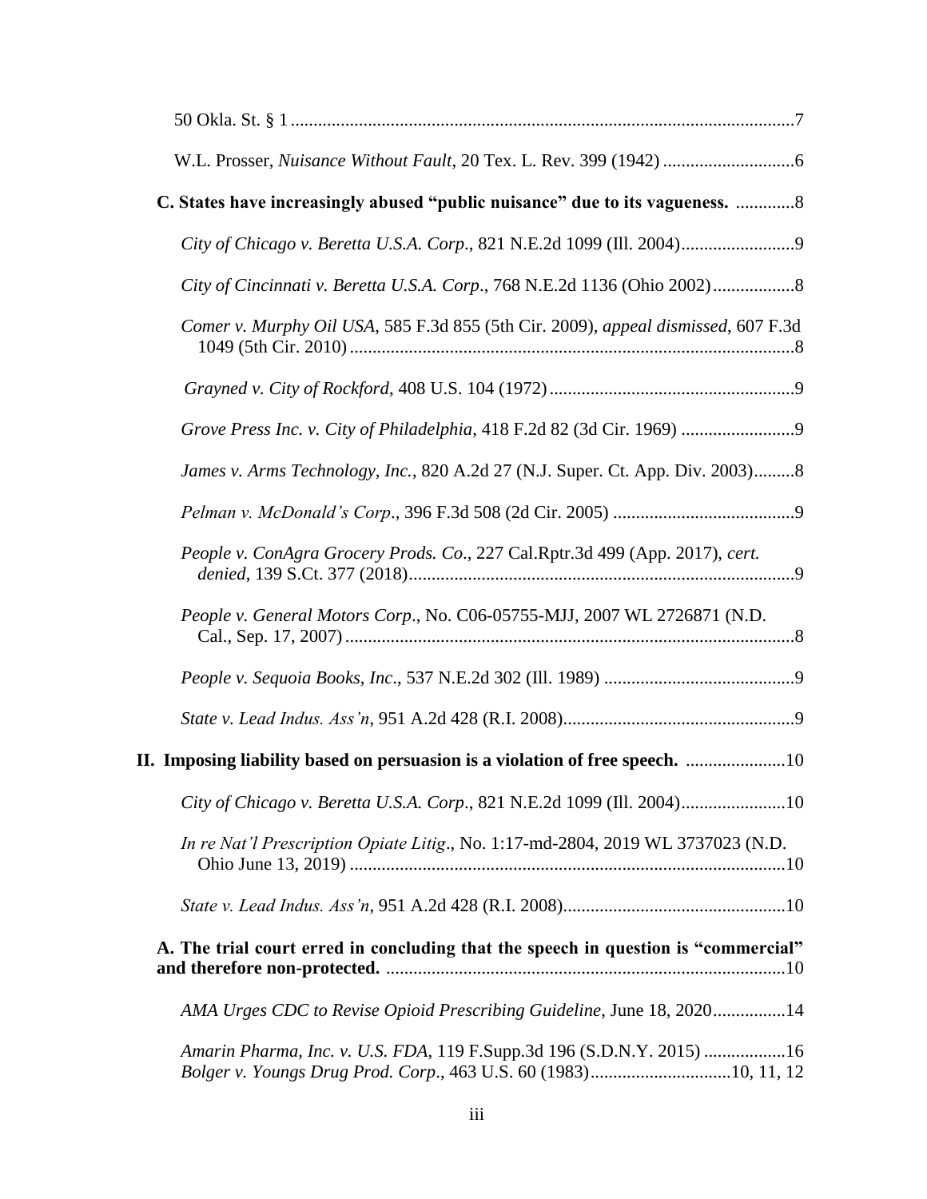50 Okla. St. § 1 ......................................................................................................................7

W.L. Prosser, *Nuisance Without Fault*, 20 Tex. L. Rev. 399 (1942) .............................6

**C. States have increasingly abused "public nuisance" due to its vagueness.** .............8

*City of Chicago v. Beretta U.S.A. Corp*., 821 N.E.2d 1099 (Ill. 2004).........................9

*City of Cincinnati v. Beretta U.S.A. Corp*., 768 N.E.2d 1136 (Ohio 2002)..................8

*Comer v. Murphy Oil USA*, 585 F.3d 855 (5th Cir. 2009), *appeal dismissed*, 607 F.3d 1049 (5th Cir. 2010) .................................................................................................8

*Grayned v. City of Rockford*, 408 U.S. 104 (1972).....................................................9

*Grove Press Inc. v. City of Philadelphia*, 418 F.2d 82 (3d Cir. 1969) .........................9

*James v. Arms Technology, Inc.*, 820 A.2d 27 (N.J. Super. Ct. App. Div. 2003).........8

*Pelman v. McDonald's Corp*., 396 F.3d 508 (2d Cir. 2005) ........................................9

*People v. ConAgra Grocery Prods. Co*., 227 Cal.Rptr.3d 499 (App. 2017), *cert. denied*, 139 S.Ct. 377 (2018).....................................................................................9

*People v. General Motors Corp*., No. C06-05755-MJJ, 2007 WL 2726871 (N.D. Cal., Sep. 17, 2007) ..................................................................................................8

*People v. Sequoia Books, Inc*., 537 N.E.2d 302 (Ill. 1989) ..........................................9

*State v. Lead Indus. Ass'n*, 951 A.2d 428 (R.I. 2008)...................................................9

**II. Imposing liability based on persuasion is a violation of free speech.** ......................10

*City of Chicago v. Beretta U.S.A. Corp*., 821 N.E.2d 1099 (Ill. 2004).......................10

*In re Nat'l Prescription Opiate Litig*., No. 1:17-md-2804, 2019 WL 3737023 (N.D. Ohio June 13, 2019) ...............................................................................................10

*State v. Lead Indus. Ass'n*, 951 A.2d 428 (R.I. 2008).................................................10

**A. The trial court erred in concluding that the speech in question is "commercial" and therefore non-protected.** .......................................................................................10

*AMA Urges CDC to Revise Opioid Prescribing Guideline*, June 18, 2020................14

*Amarin Pharma, Inc. v. U.S. FDA*, 119 F.Supp.3d 196 (S.D.N.Y. 2015) ..................16

*Bolger v. Youngs Drug Prod. Corp*., 463 U.S. 60 (1983)..............................10, 11, 12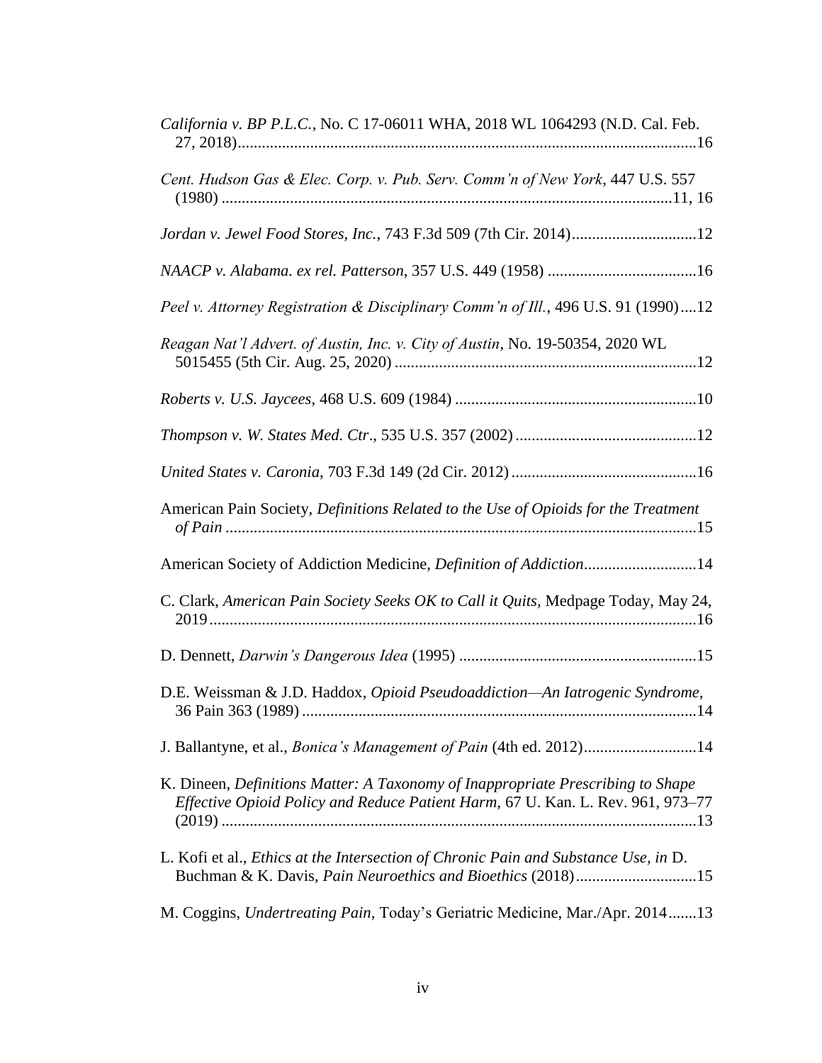*California v. BP P.L.C.*, No. C 17-06011 WHA, 2018 WL 1064293 (N.D. Cal. Feb. 27, 2018)....................................................................................................16

*Cent. Hudson Gas & Elec. Corp. v. Pub. Serv. Comm'n of New York*, 447 U.S. 557 (1980) ..................................................................................................11, 16

*Jordan v. Jewel Food Stores, Inc.*, 743 F.3d 509 (7th Cir. 2014)...............................12

*NAACP v. Alabama. ex rel. Patterson*, 357 U.S. 449 (1958) .....................................16

*Peel v. Attorney Registration & Disciplinary Comm'n of Ill.*, 496 U.S. 91 (1990)....12

*Reagan Nat'l Advert. of Austin, Inc. v. City of Austin*, No. 19-50354, 2020 WL 5015455 (5th Cir. Aug. 25, 2020) ...........................................................................12

*Roberts v. U.S. Jaycees*, 468 U.S. 609 (1984) ............................................................10

*Thompson v. W. States Med. Ctr*., 535 U.S. 357 (2002) .............................................12

*United States v. Caronia*, 703 F.3d 149 (2d Cir. 2012) ..............................................16

American Pain Society, *Definitions Related to the Use of Opioids for the Treatment of Pain* ....................................................................................................................15

American Society of Addiction Medicine, *Definition of Addiction*............................14

C. Clark, *American Pain Society Seeks OK to Call it Quits*, Medpage Today, May 24, 2019........................................................................................................................16

D. Dennett, *Darwin's Dangerous Idea* (1995) ...........................................................15

D.E. Weissman & J.D. Haddox, *Opioid Pseudoaddiction—An Iatrogenic Syndrome,* 36 Pain 363 (1989) ..................................................................................................14

J. Ballantyne, et al., *Bonica's Management of Pain* (4th ed. 2012)............................14

K. Dineen, *Definitions Matter: A Taxonomy of Inappropriate Prescribing to Shape Effective Opioid Policy and Reduce Patient Harm*, 67 U. Kan. L. Rev. 961, 973–77 (2019) .....................................................................................................................13

L. Kofi et al., *Ethics at the Intersection of Chronic Pain and Substance Use*, *in* D. Buchman & K. Davis, *Pain Neuroethics and Bioethics* (2018)..............................15

M. Coggins, *Undertreating Pain*, Today's Geriatric Medicine, Mar./Apr. 2014.......13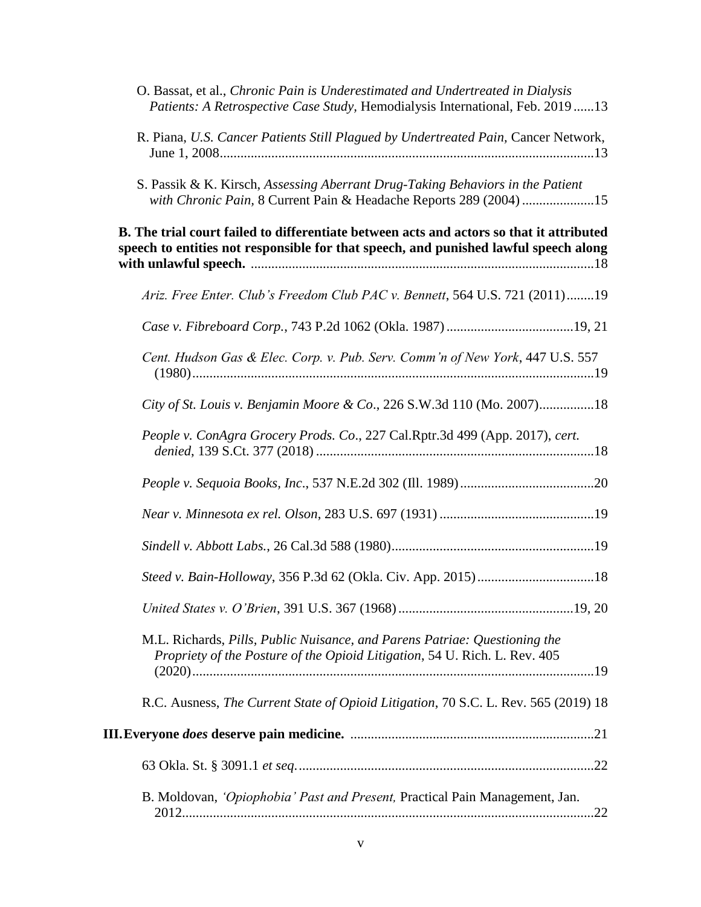O. Bassat, et al., *Chronic Pain is Underestimated and Undertreated in Dialysis Patients: A Retrospective Case Study*, Hemodialysis International, Feb. 2019......13

R. Piana, *U.S. Cancer Patients Still Plagued by Undertreated Pain*, Cancer Network, June 1, 2008............................................................................................................13

S. Passik & K. Kirsch, *Assessing Aberrant Drug-Taking Behaviors in the Patient with Chronic Pain*, 8 Current Pain & Headache Reports 289 (2004) .....................15

**B. The trial court failed to differentiate between acts and actors so that it attributed speech to entities not responsible for that speech, and punished lawful speech along with unlawful speech.** ...................................................................................................18

*Ariz. Free Enter. Club's Freedom Club PAC v. Bennett*, 564 U.S. 721 (2011)........19

*Case v. Fibreboard Corp.*, 743 P.2d 1062 (Okla. 1987) .....................................19, 21

*Cent. Hudson Gas & Elec. Corp. v. Pub. Serv. Comm'n of New York*, 447 U.S. 557 (1980)....................................................................................................................19

*City of St. Louis v. Benjamin Moore & Co*., 226 S.W.3d 110 (Mo. 2007)................18

*People v. ConAgra Grocery Prods. Co*., 227 Cal.Rptr.3d 499 (App. 2017), *cert. denied*, 139 S.Ct. 377 (2018) ................................................................................18

*People v. Sequoia Books, Inc*., 537 N.E.2d 302 (Ill. 1989).......................................20

*Near v. Minnesota ex rel. Olson*, 283 U.S. 697 (1931) .............................................19

*Sindell v. Abbott Labs.*, 26 Cal.3d 588 (1980)...........................................................19

*Steed v. Bain-Holloway*, 356 P.3d 62 (Okla. Civ. App. 2015)..................................18

*United States v. O'Brien*, 391 U.S. 367 (1968)...................................................19, 20

M.L. Richards, *Pills, Public Nuisance, and Parens Patriae: Questioning the Propriety of the Posture of the Opioid Litigation*, 54 U. Rich. L. Rev. 405 (2020)....................................................................................................................19

R.C. Ausness, *The Current State of Opioid Litigation*, 70 S.C. L. Rev. 565 (2019) 18

**III. Everyone *does* deserve pain medicine.** .......................................................................21

63 Okla. St. § 3091.1 *et seq.*......................................................................................22

B. Moldovan, *'Opiophobia' Past and Present,* Practical Pain Management, Jan. 2012.......................................................................................................................22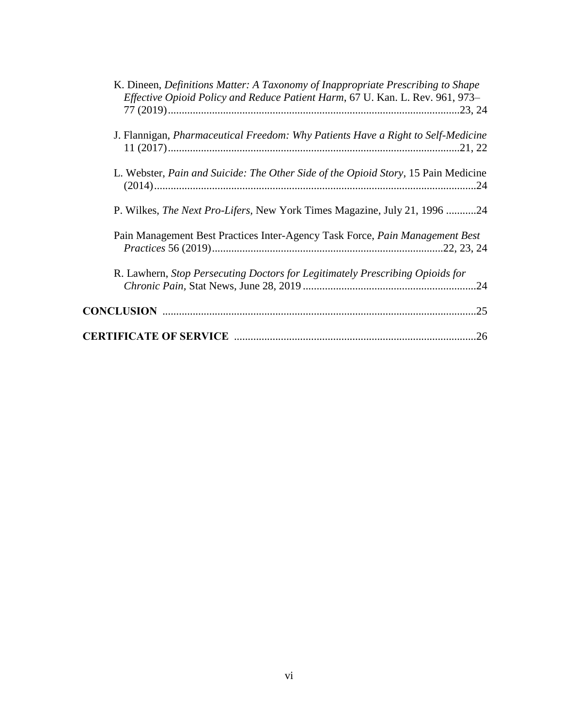K. Dineen, *Definitions Matter: A Taxonomy of Inappropriate Prescribing to Shape Effective Opioid Policy and Reduce Patient Harm*, 67 U. Kan. L. Rev. 961, 973–77 (2019).........................................................................................................23, 24

J. Flannigan, *Pharmaceutical Freedom: Why Patients Have a Right to Self-Medicine* 11 (2017).........................................................................................................21, 22

L. Webster, *Pain and Suicide: The Other Side of the Opioid Story*, 15 Pain Medicine (2014)....................................................................................................................24

P. Wilkes, *The Next Pro-Lifers*, New York Times Magazine, July 21, 1996 ...........24

Pain Management Best Practices Inter-Agency Task Force, *Pain Management Best Practices* 56 (2019)...................................................................................22, 23, 24

R. Lawhern, *Stop Persecuting Doctors for Legitimately Prescribing Opioids for Chronic Pain*, Stat News, June 28, 2019 ..............................................................24

**CONCLUSION** .................................................................................................................25

**CERTIFICATE OF SERVICE** .......................................................................................26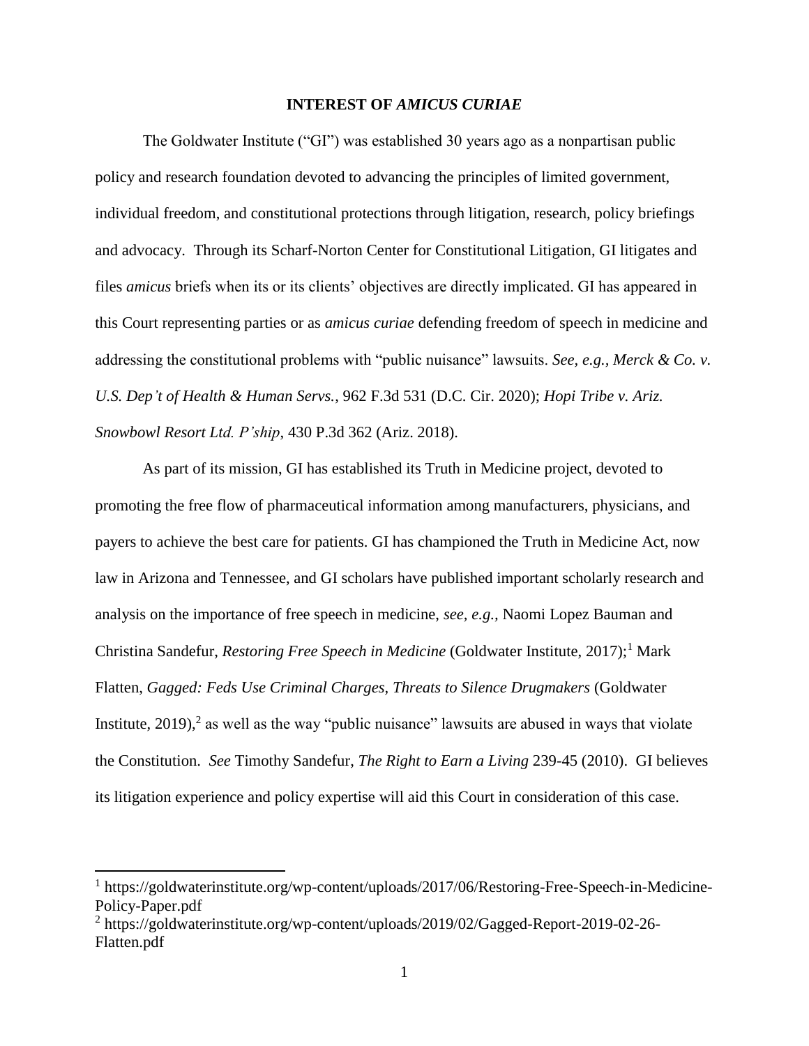## INTEREST OF *AMICUS CURIAE*

The Goldwater Institute ("GI") was established 30 years ago as a nonpartisan public policy and research foundation devoted to advancing the principles of limited government, individual freedom, and constitutional protections through litigation, research, policy briefings and advocacy. Through its Scharf-Norton Center for Constitutional Litigation, GI litigates and files *amicus* briefs when its or its clients' objectives are directly implicated. GI has appeared in this Court representing parties or as *amicus curiae* defending freedom of speech in medicine and addressing the constitutional problems with "public nuisance" lawsuits. *See, e.g., Merck & Co. v. U.S. Dep't of Health & Human Servs.*, 962 F.3d 531 (D.C. Cir. 2020); *Hopi Tribe v. Ariz. Snowbowl Resort Ltd. P'ship*, 430 P.3d 362 (Ariz. 2018).

As part of its mission, GI has established its Truth in Medicine project, devoted to promoting the free flow of pharmaceutical information among manufacturers, physicians, and payers to achieve the best care for patients. GI has championed the Truth in Medicine Act, now law in Arizona and Tennessee, and GI scholars have published important scholarly research and analysis on the importance of free speech in medicine, *see, e.g.*, Naomi Lopez Bauman and Christina Sandefur, *Restoring Free Speech in Medicine* (Goldwater Institute, 2017);[1] Mark Flatten, *Gagged: Feds Use Criminal Charges, Threats to Silence Drugmakers* (Goldwater Institute, 2019),[2] as well as the way "public nuisance" lawsuits are abused in ways that violate the Constitution. *See* Timothy Sandefur, *The Right to Earn a Living* 239-45 (2010). GI believes its litigation experience and policy expertise will aid this Court in consideration of this case.

---

[1] https://goldwaterinstitute.org/wp-content/uploads/2017/06/Restoring-Free-Speech-in-Medicine-Policy-Paper.pdf

[2] https://goldwaterinstitute.org/wp-content/uploads/2019/02/Gagged-Report-2019-02-26-Flatten.pdf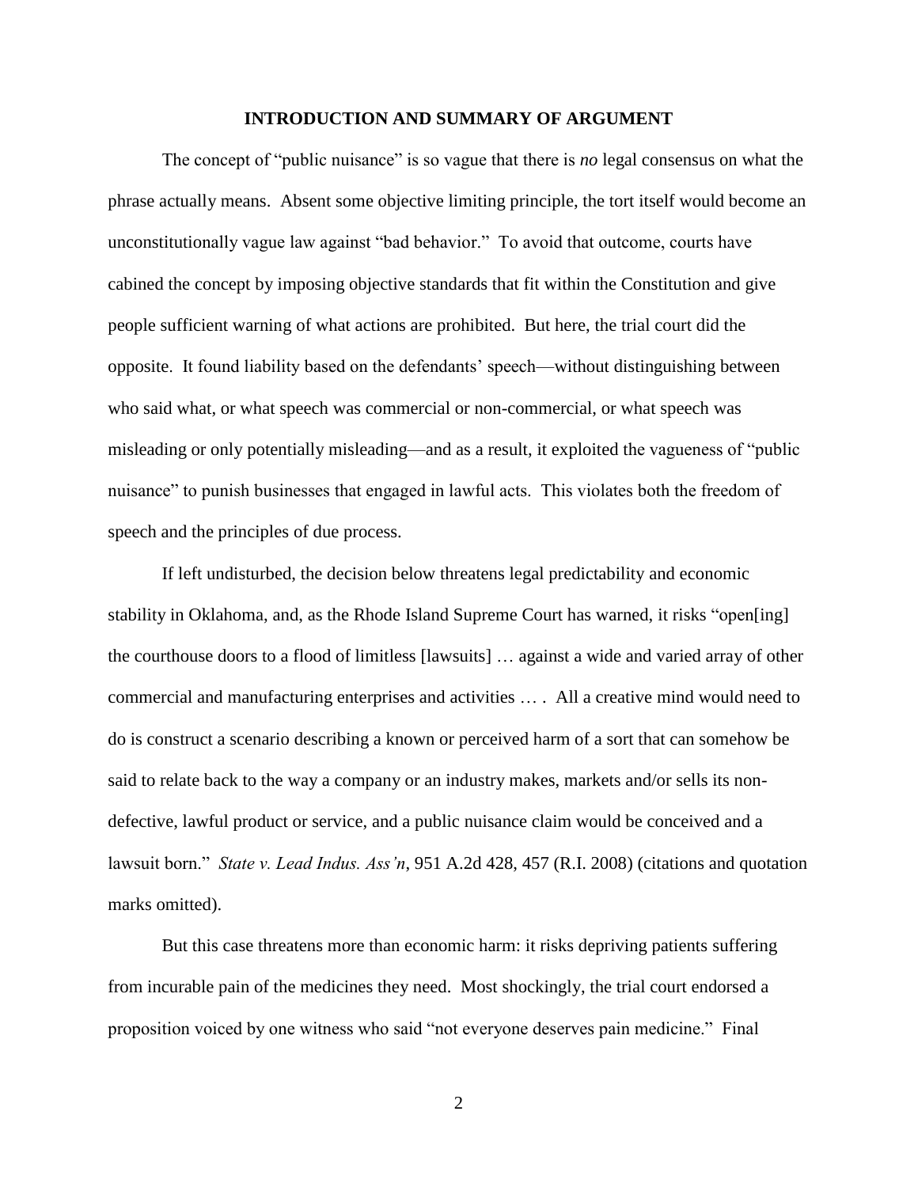## INTRODUCTION AND SUMMARY OF ARGUMENT

The concept of "public nuisance" is so vague that there is *no* legal consensus on what the phrase actually means. Absent some objective limiting principle, the tort itself would become an unconstitutionally vague law against "bad behavior." To avoid that outcome, courts have cabined the concept by imposing objective standards that fit within the Constitution and give people sufficient warning of what actions are prohibited. But here, the trial court did the opposite. It found liability based on the defendants' speech—without distinguishing between who said what, or what speech was commercial or non-commercial, or what speech was misleading or only potentially misleading—and as a result, it exploited the vagueness of "public nuisance" to punish businesses that engaged in lawful acts. This violates both the freedom of speech and the principles of due process.

If left undisturbed, the decision below threatens legal predictability and economic stability in Oklahoma, and, as the Rhode Island Supreme Court has warned, it risks "open[ing] the courthouse doors to a flood of limitless [lawsuits] … against a wide and varied array of other commercial and manufacturing enterprises and activities … . All a creative mind would need to do is construct a scenario describing a known or perceived harm of a sort that can somehow be said to relate back to the way a company or an industry makes, markets and/or sells its non-defective, lawful product or service, and a public nuisance claim would be conceived and a lawsuit born." *State v. Lead Indus. Ass'n*, 951 A.2d 428, 457 (R.I. 2008) (citations and quotation marks omitted).

But this case threatens more than economic harm: it risks depriving patients suffering from incurable pain of the medicines they need. Most shockingly, the trial court endorsed a proposition voiced by one witness who said "not everyone deserves pain medicine." Final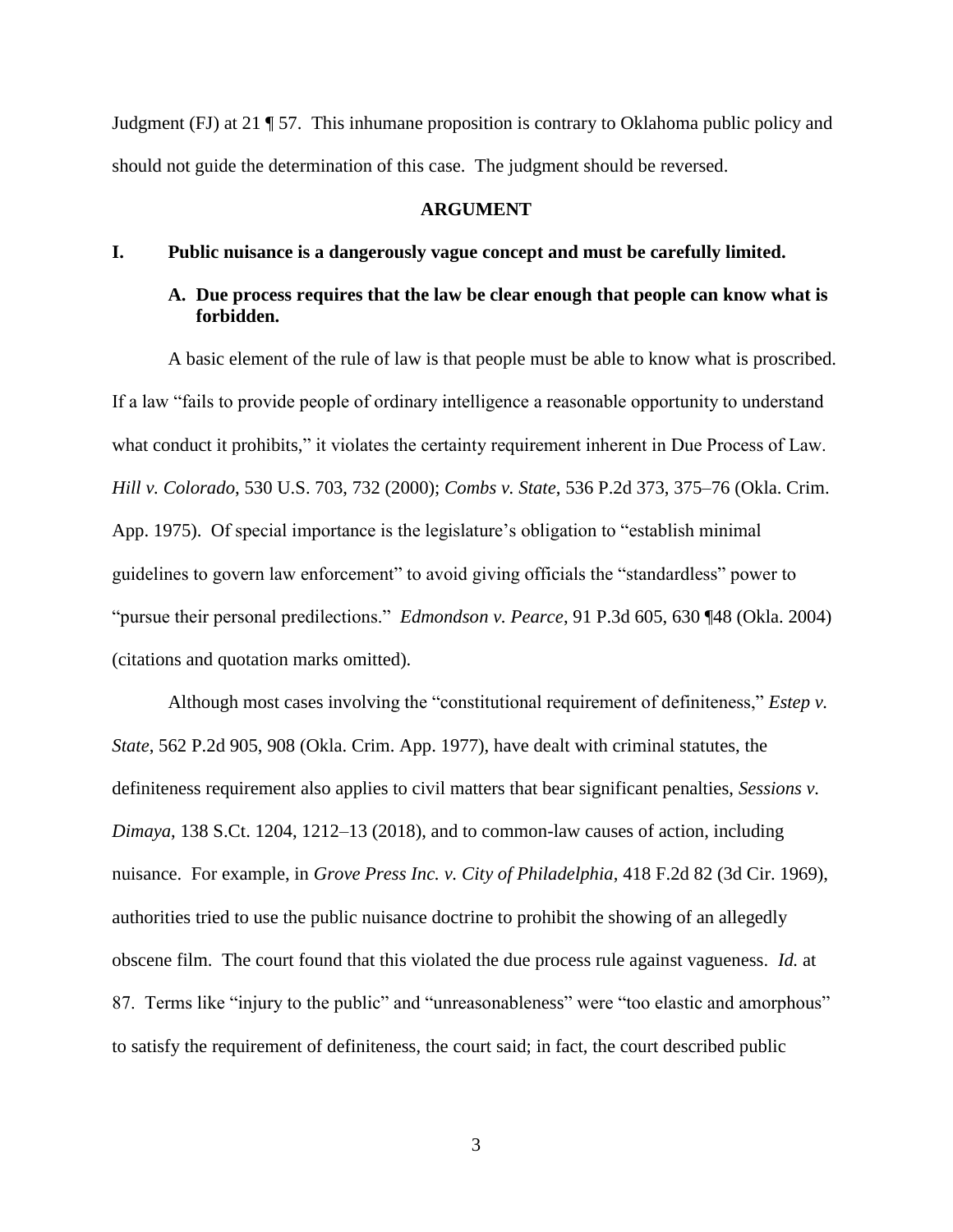Judgment (FJ) at 21 ¶ 57. This inhumane proposition is contrary to Oklahoma public policy and should not guide the determination of this case. The judgment should be reversed.

## ARGUMENT

### I. Public nuisance is a dangerously vague concept and must be carefully limited.

#### A. Due process requires that the law be clear enough that people can know what is forbidden.

A basic element of the rule of law is that people must be able to know what is proscribed. If a law "fails to provide people of ordinary intelligence a reasonable opportunity to understand what conduct it prohibits," it violates the certainty requirement inherent in Due Process of Law. *Hill v. Colorado*, 530 U.S. 703, 732 (2000); *Combs v. State*, 536 P.2d 373, 375–76 (Okla. Crim. App. 1975). Of special importance is the legislature's obligation to "establish minimal guidelines to govern law enforcement" to avoid giving officials the "standardless" power to "pursue their personal predilections." *Edmondson v. Pearce*, 91 P.3d 605, 630 ¶48 (Okla. 2004) (citations and quotation marks omitted).

Although most cases involving the "constitutional requirement of definiteness," *Estep v. State*, 562 P.2d 905, 908 (Okla. Crim. App. 1977), have dealt with criminal statutes, the definiteness requirement also applies to civil matters that bear significant penalties, *Sessions v. Dimaya*, 138 S.Ct. 1204, 1212–13 (2018), and to common-law causes of action, including nuisance. For example, in *Grove Press Inc. v. City of Philadelphia*, 418 F.2d 82 (3d Cir. 1969), authorities tried to use the public nuisance doctrine to prohibit the showing of an allegedly obscene film. The court found that this violated the due process rule against vagueness. *Id.* at 87. Terms like "injury to the public" and "unreasonableness" were "too elastic and amorphous" to satisfy the requirement of definiteness, the court said; in fact, the court described public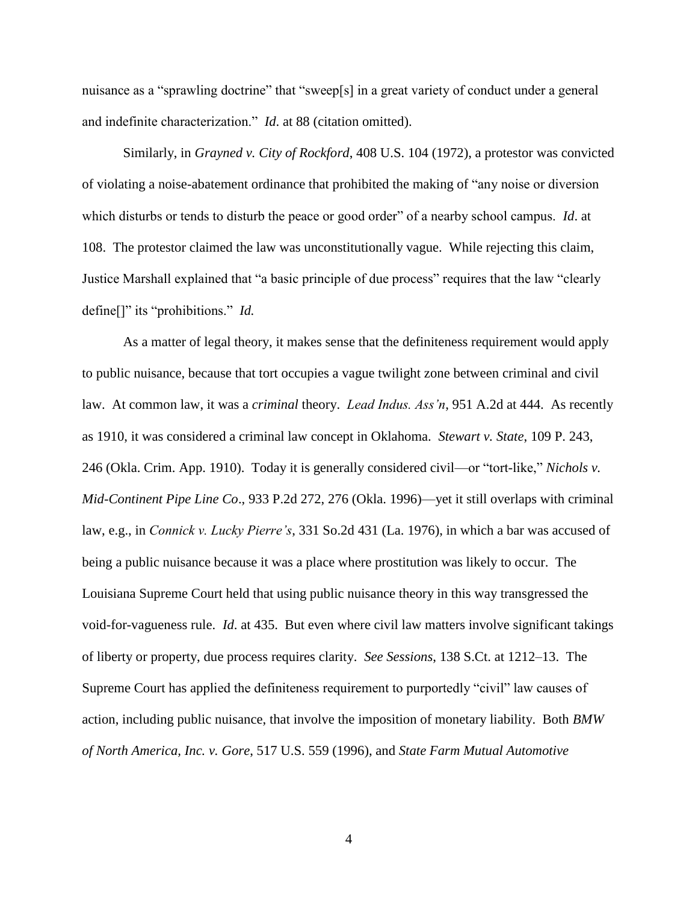nuisance as a "sprawling doctrine" that "sweep[s] in a great variety of conduct under a general and indefinite characterization." *Id*. at 88 (citation omitted).

Similarly, in *Grayned v. City of Rockford*, 408 U.S. 104 (1972), a protestor was convicted of violating a noise-abatement ordinance that prohibited the making of "any noise or diversion which disturbs or tends to disturb the peace or good order" of a nearby school campus. *Id*. at 108. The protestor claimed the law was unconstitutionally vague. While rejecting this claim, Justice Marshall explained that "a basic principle of due process" requires that the law "clearly define[]" its "prohibitions." *Id.*

As a matter of legal theory, it makes sense that the definiteness requirement would apply to public nuisance, because that tort occupies a vague twilight zone between criminal and civil law. At common law, it was a *criminal* theory. *Lead Indus. Ass'n*, 951 A.2d at 444. As recently as 1910, it was considered a criminal law concept in Oklahoma. *Stewart v. State*, 109 P. 243, 246 (Okla. Crim. App. 1910). Today it is generally considered civil—or "tort-like," *Nichols v. Mid-Continent Pipe Line Co*., 933 P.2d 272, 276 (Okla. 1996)—yet it still overlaps with criminal law, e.g., in *Connick v. Lucky Pierre's*, 331 So.2d 431 (La. 1976), in which a bar was accused of being a public nuisance because it was a place where prostitution was likely to occur. The Louisiana Supreme Court held that using public nuisance theory in this way transgressed the void-for-vagueness rule. *Id*. at 435. But even where civil law matters involve significant takings of liberty or property, due process requires clarity. *See Sessions*, 138 S.Ct. at 1212–13. The Supreme Court has applied the definiteness requirement to purportedly "civil" law causes of action, including public nuisance, that involve the imposition of monetary liability. Both *BMW of North America, Inc. v. Gore*, 517 U.S. 559 (1996), and *State Farm Mutual Automotive*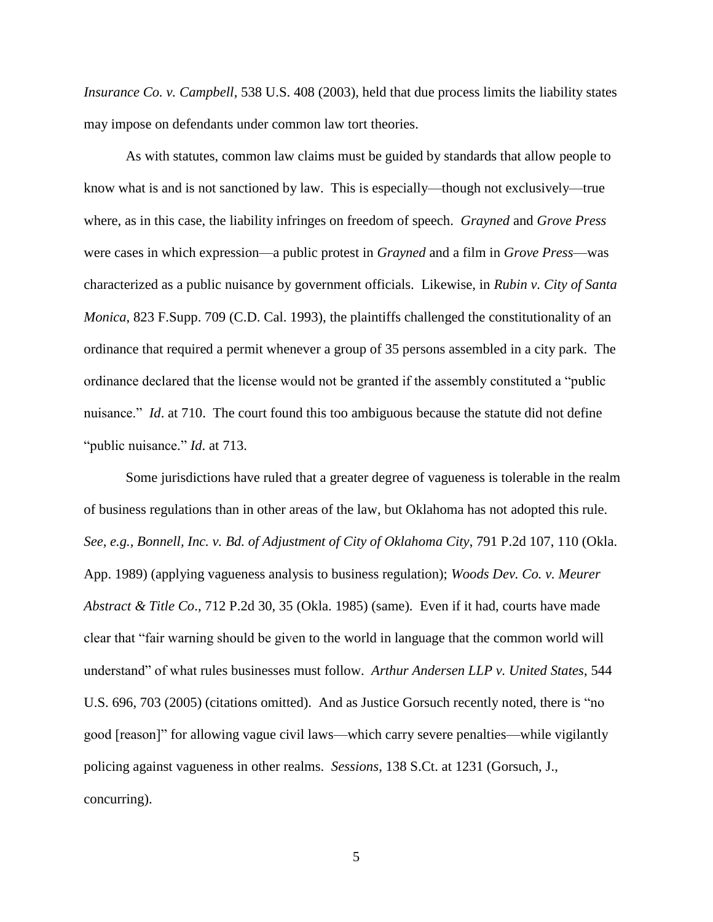*Insurance Co. v. Campbell*, 538 U.S. 408 (2003), held that due process limits the liability states may impose on defendants under common law tort theories.

As with statutes, common law claims must be guided by standards that allow people to know what is and is not sanctioned by law. This is especially—though not exclusively—true where, as in this case, the liability infringes on freedom of speech. *Grayned* and *Grove Press* were cases in which expression—a public protest in *Grayned* and a film in *Grove Press*—was characterized as a public nuisance by government officials. Likewise, in *Rubin v. City of Santa Monica*, 823 F.Supp. 709 (C.D. Cal. 1993), the plaintiffs challenged the constitutionality of an ordinance that required a permit whenever a group of 35 persons assembled in a city park. The ordinance declared that the license would not be granted if the assembly constituted a "public nuisance." *Id*. at 710. The court found this too ambiguous because the statute did not define "public nuisance." *Id*. at 713.

Some jurisdictions have ruled that a greater degree of vagueness is tolerable in the realm of business regulations than in other areas of the law, but Oklahoma has not adopted this rule. *See, e.g., Bonnell, Inc. v. Bd. of Adjustment of City of Oklahoma City*, 791 P.2d 107, 110 (Okla. App. 1989) (applying vagueness analysis to business regulation); *Woods Dev. Co. v. Meurer Abstract & Title Co*., 712 P.2d 30, 35 (Okla. 1985) (same). Even if it had, courts have made clear that "fair warning should be given to the world in language that the common world will understand" of what rules businesses must follow. *Arthur Andersen LLP v. United States*, 544 U.S. 696, 703 (2005) (citations omitted). And as Justice Gorsuch recently noted, there is "no good [reason]" for allowing vague civil laws—which carry severe penalties—while vigilantly policing against vagueness in other realms. *Sessions*, 138 S.Ct. at 1231 (Gorsuch, J., concurring).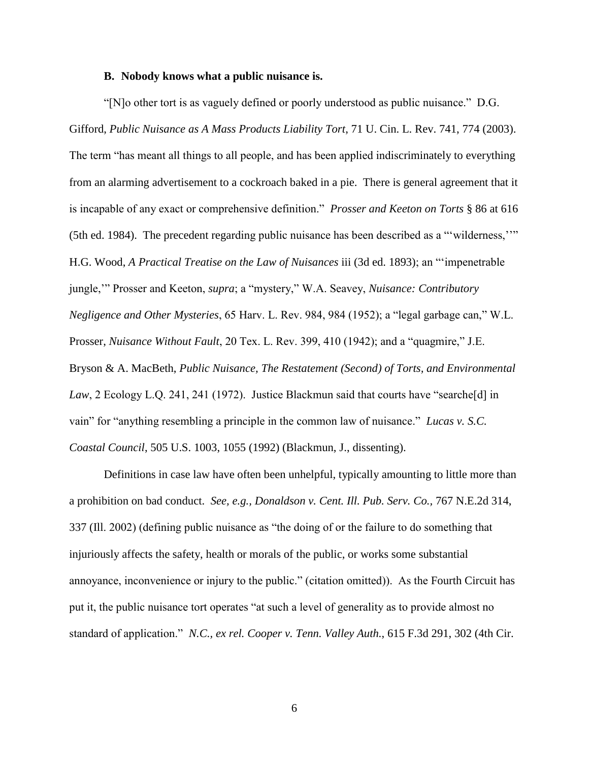### B. Nobody knows what a public nuisance is.

"[N]o other tort is as vaguely defined or poorly understood as public nuisance." D.G. Gifford, *Public Nuisance as A Mass Products Liability Tort*, 71 U. Cin. L. Rev. 741, 774 (2003). The term "has meant all things to all people, and has been applied indiscriminately to everything from an alarming advertisement to a cockroach baked in a pie. There is general agreement that it is incapable of any exact or comprehensive definition." *Prosser and Keeton on Torts* § 86 at 616 (5th ed. 1984). The precedent regarding public nuisance has been described as a "'wilderness,'" H.G. Wood, *A Practical Treatise on the Law of Nuisances* iii (3d ed. 1893); an "'impenetrable jungle,'" Prosser and Keeton, *supra*; a "mystery," W.A. Seavey, *Nuisance: Contributory Negligence and Other Mysteries*, 65 Harv. L. Rev. 984, 984 (1952); a "legal garbage can," W.L. Prosser, *Nuisance Without Fault*, 20 Tex. L. Rev. 399, 410 (1942); and a "quagmire," J.E. Bryson & A. MacBeth, *Public Nuisance, The Restatement (Second) of Torts, and Environmental Law*, 2 Ecology L.Q. 241, 241 (1972). Justice Blackmun said that courts have "searche[d] in vain" for "anything resembling a principle in the common law of nuisance." *Lucas v. S.C. Coastal Council*, 505 U.S. 1003, 1055 (1992) (Blackmun, J., dissenting).

Definitions in case law have often been unhelpful, typically amounting to little more than a prohibition on bad conduct. *See, e.g., Donaldson v. Cent. Ill. Pub. Serv. Co.*, 767 N.E.2d 314, 337 (Ill. 2002) (defining public nuisance as "the doing of or the failure to do something that injuriously affects the safety, health or morals of the public, or works some substantial annoyance, inconvenience or injury to the public." (citation omitted)). As the Fourth Circuit has put it, the public nuisance tort operates "at such a level of generality as to provide almost no standard of application." *N.C., ex rel. Cooper v. Tenn. Valley Auth.*, 615 F.3d 291, 302 (4th Cir.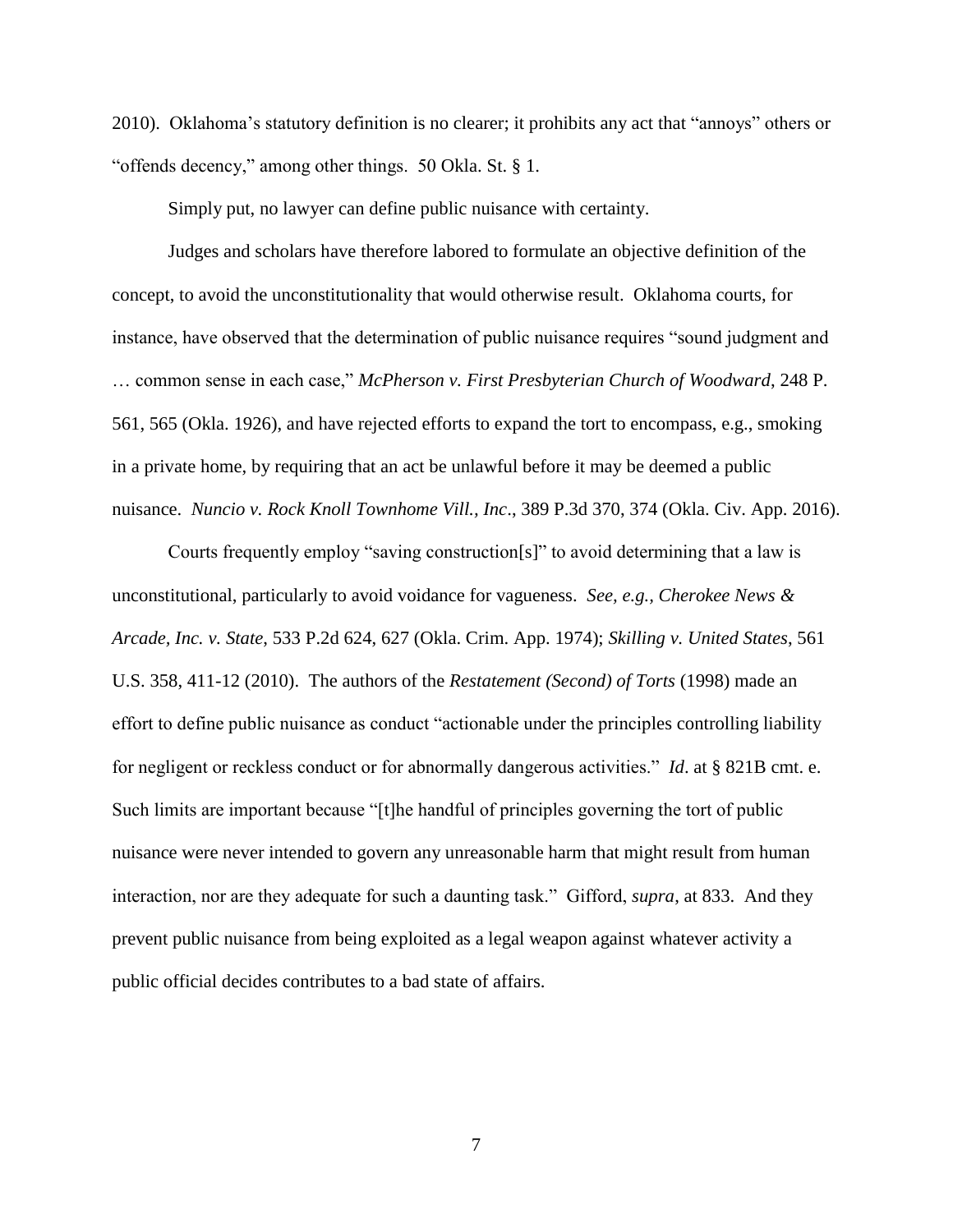2010). Oklahoma's statutory definition is no clearer; it prohibits any act that "annoys" others or "offends decency," among other things. 50 Okla. St. § 1.

Simply put, no lawyer can define public nuisance with certainty.

Judges and scholars have therefore labored to formulate an objective definition of the concept, to avoid the unconstitutionality that would otherwise result. Oklahoma courts, for instance, have observed that the determination of public nuisance requires "sound judgment and … common sense in each case," *McPherson v. First Presbyterian Church of Woodward*, 248 P. 561, 565 (Okla. 1926), and have rejected efforts to expand the tort to encompass, e.g., smoking in a private home, by requiring that an act be unlawful before it may be deemed a public nuisance. *Nuncio v. Rock Knoll Townhome Vill., Inc*., 389 P.3d 370, 374 (Okla. Civ. App. 2016).

Courts frequently employ "saving construction[s]" to avoid determining that a law is unconstitutional, particularly to avoid voidance for vagueness. *See, e.g., Cherokee News & Arcade, Inc. v. State*, 533 P.2d 624, 627 (Okla. Crim. App. 1974); *Skilling v. United States*, 561 U.S. 358, 411-12 (2010). The authors of the *Restatement (Second) of Torts* (1998) made an effort to define public nuisance as conduct "actionable under the principles controlling liability for negligent or reckless conduct or for abnormally dangerous activities." *Id*. at § 821B cmt. e. Such limits are important because "[t]he handful of principles governing the tort of public nuisance were never intended to govern any unreasonable harm that might result from human interaction, nor are they adequate for such a daunting task." Gifford, *supra*, at 833. And they prevent public nuisance from being exploited as a legal weapon against whatever activity a public official decides contributes to a bad state of affairs.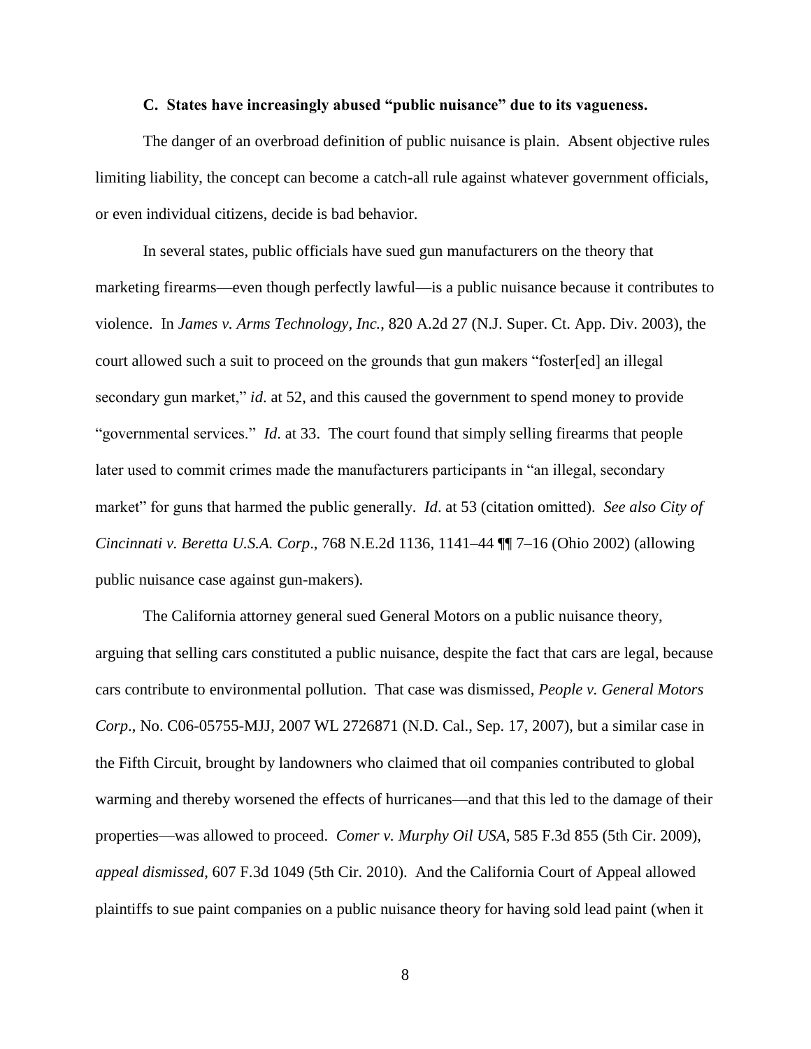### C. States have increasingly abused "public nuisance" due to its vagueness.

The danger of an overbroad definition of public nuisance is plain. Absent objective rules limiting liability, the concept can become a catch-all rule against whatever government officials, or even individual citizens, decide is bad behavior.

In several states, public officials have sued gun manufacturers on the theory that marketing firearms—even though perfectly lawful—is a public nuisance because it contributes to violence. In *James v. Arms Technology, Inc.*, 820 A.2d 27 (N.J. Super. Ct. App. Div. 2003), the court allowed such a suit to proceed on the grounds that gun makers "foster[ed] an illegal secondary gun market," *id*. at 52, and this caused the government to spend money to provide "governmental services." *Id*. at 33. The court found that simply selling firearms that people later used to commit crimes made the manufacturers participants in "an illegal, secondary market" for guns that harmed the public generally. *Id*. at 53 (citation omitted). *See also City of Cincinnati v. Beretta U.S.A. Corp*., 768 N.E.2d 1136, 1141–44 ¶¶ 7–16 (Ohio 2002) (allowing public nuisance case against gun-makers).

The California attorney general sued General Motors on a public nuisance theory, arguing that selling cars constituted a public nuisance, despite the fact that cars are legal, because cars contribute to environmental pollution. That case was dismissed, *People v. General Motors Corp*., No. C06-05755-MJJ, 2007 WL 2726871 (N.D. Cal., Sep. 17, 2007), but a similar case in the Fifth Circuit, brought by landowners who claimed that oil companies contributed to global warming and thereby worsened the effects of hurricanes—and that this led to the damage of their properties—was allowed to proceed. *Comer v. Murphy Oil USA*, 585 F.3d 855 (5th Cir. 2009), *appeal dismissed*, 607 F.3d 1049 (5th Cir. 2010). And the California Court of Appeal allowed plaintiffs to sue paint companies on a public nuisance theory for having sold lead paint (when it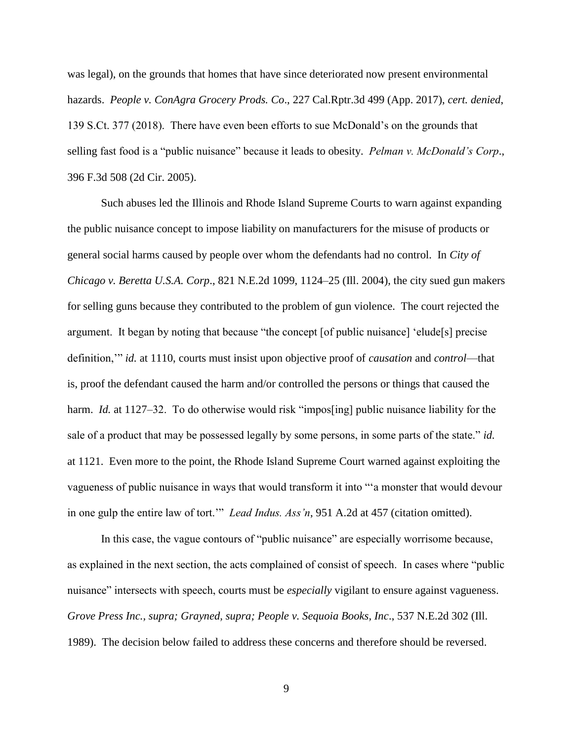was legal), on the grounds that homes that have since deteriorated now present environmental hazards. *People v. ConAgra Grocery Prods. Co*., 227 Cal.Rptr.3d 499 (App. 2017), *cert. denied*, 139 S.Ct. 377 (2018). There have even been efforts to sue McDonald's on the grounds that selling fast food is a "public nuisance" because it leads to obesity. *Pelman v. McDonald's Corp*., 396 F.3d 508 (2d Cir. 2005).

Such abuses led the Illinois and Rhode Island Supreme Courts to warn against expanding the public nuisance concept to impose liability on manufacturers for the misuse of products or general social harms caused by people over whom the defendants had no control. In *City of Chicago v. Beretta U.S.A. Corp*., 821 N.E.2d 1099, 1124–25 (Ill. 2004), the city sued gun makers for selling guns because they contributed to the problem of gun violence. The court rejected the argument. It began by noting that because "the concept [of public nuisance] 'elude[s] precise definition,'" *id.* at 1110, courts must insist upon objective proof of *causation* and *control*—that is, proof the defendant caused the harm and/or controlled the persons or things that caused the harm. *Id.* at 1127–32. To do otherwise would risk "impos[ing] public nuisance liability for the sale of a product that may be possessed legally by some persons, in some parts of the state." *id.* at 1121. Even more to the point, the Rhode Island Supreme Court warned against exploiting the vagueness of public nuisance in ways that would transform it into "'a monster that would devour in one gulp the entire law of tort.'" *Lead Indus. Ass'n*, 951 A.2d at 457 (citation omitted).

In this case, the vague contours of "public nuisance" are especially worrisome because, as explained in the next section, the acts complained of consist of speech. In cases where "public nuisance" intersects with speech, courts must be *especially* vigilant to ensure against vagueness. *Grove Press Inc., supra; Grayned, supra; People v. Sequoia Books, Inc*., 537 N.E.2d 302 (Ill. 1989). The decision below failed to address these concerns and therefore should be reversed.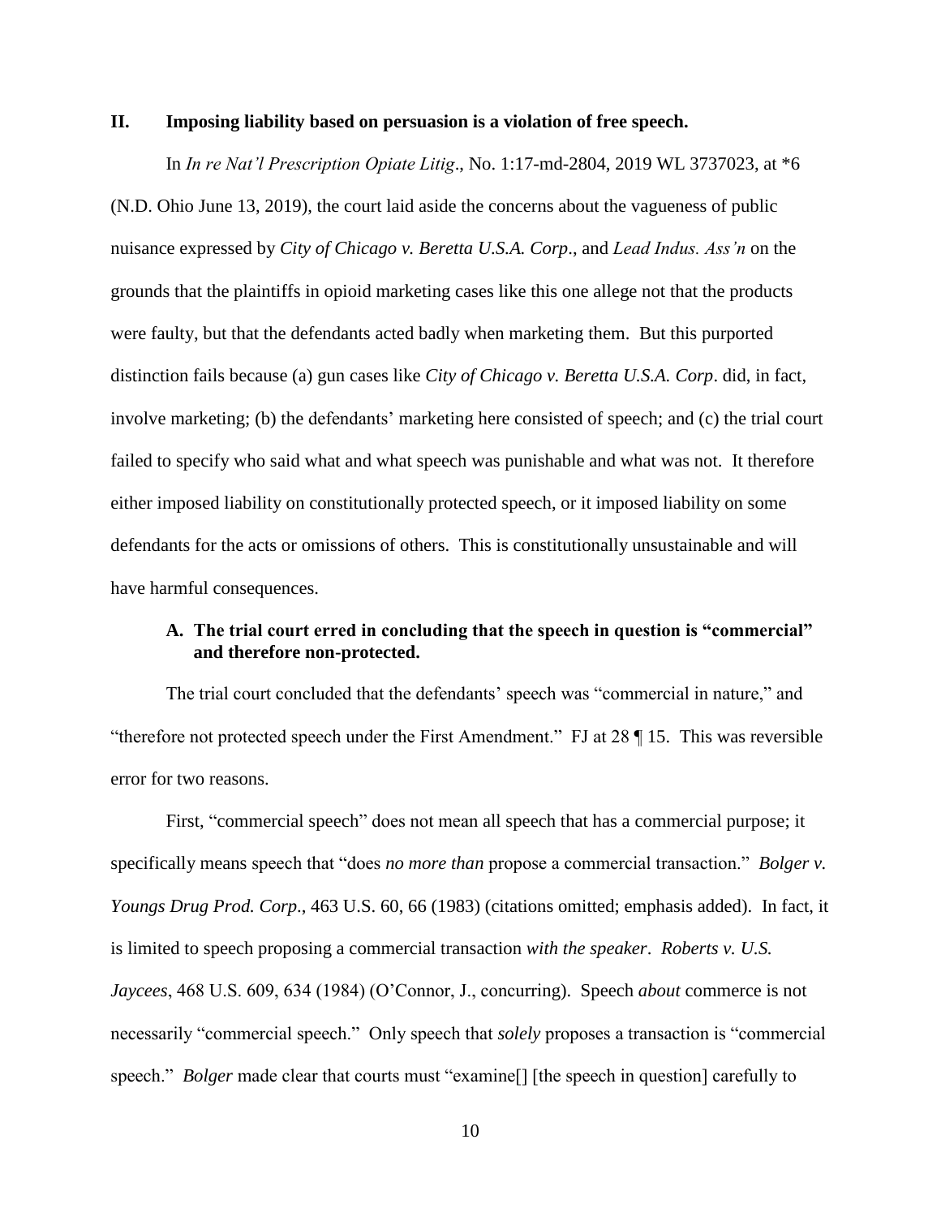## II. Imposing liability based on persuasion is a violation of free speech.

In *In re Nat'l Prescription Opiate Litig*., No. 1:17-md-2804, 2019 WL 3737023, at *6 (N.D. Ohio June 13, 2019), the court laid aside the concerns about the vagueness of public nuisance expressed by *City of Chicago v. Beretta U.S.A. Corp*., and *Lead Indus. Ass'n* on the grounds that the plaintiffs in opioid marketing cases like this one allege not that the products were faulty, but that the defendants acted badly when marketing them. But this purported distinction fails because (a) gun cases like *City of Chicago v. Beretta U.S.A. Corp*. did, in fact, involve marketing; (b) the defendants' marketing here consisted of speech; and (c) the trial court failed to specify who said what and what speech was punishable and what was not. It therefore either imposed liability on constitutionally protected speech, or it imposed liability on some defendants for the acts or omissions of others. This is constitutionally unsustainable and will have harmful consequences.

### A. The trial court erred in concluding that the speech in question is "commercial" and therefore non-protected.

The trial court concluded that the defendants' speech was "commercial in nature," and "therefore not protected speech under the First Amendment." FJ at 28 ¶ 15. This was reversible error for two reasons.

First, "commercial speech" does not mean all speech that has a commercial purpose; it specifically means speech that "does *no more than* propose a commercial transaction." *Bolger v. Youngs Drug Prod. Corp*., 463 U.S. 60, 66 (1983) (citations omitted; emphasis added). In fact, it is limited to speech proposing a commercial transaction *with the speaker*. *Roberts v. U.S. Jaycees*, 468 U.S. 609, 634 (1984) (O'Connor, J., concurring). Speech *about* commerce is not necessarily "commercial speech." Only speech that *solely* proposes a transaction is "commercial speech." *Bolger* made clear that courts must "examine[] [the speech in question] carefully to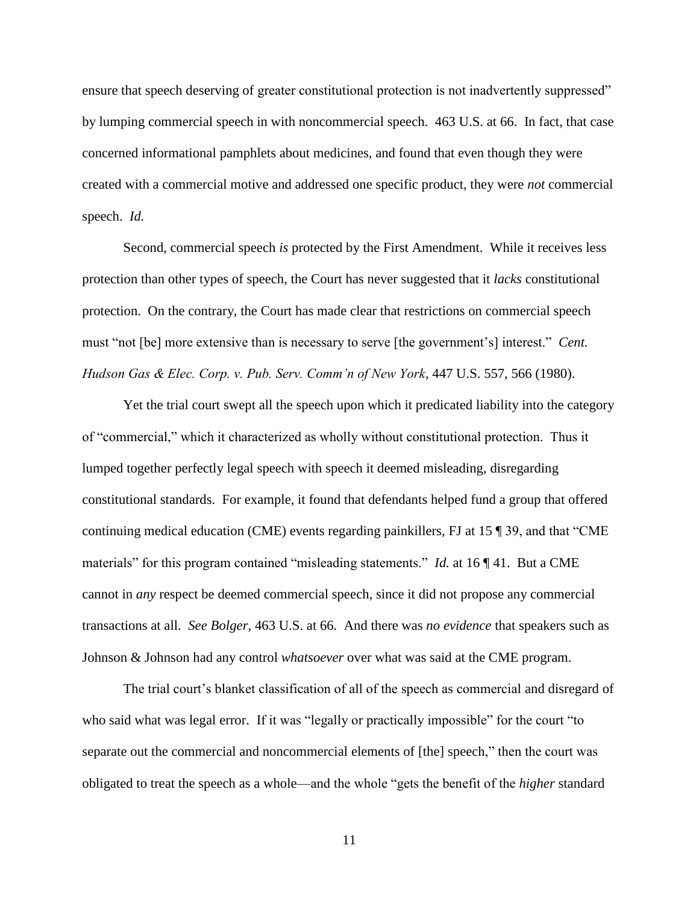ensure that speech deserving of greater constitutional protection is not inadvertently suppressed" by lumping commercial speech in with noncommercial speech. 463 U.S. at 66. In fact, that case concerned informational pamphlets about medicines, and found that even though they were created with a commercial motive and addressed one specific product, they were *not* commercial speech. *Id.*

Second, commercial speech *is* protected by the First Amendment. While it receives less protection than other types of speech, the Court has never suggested that it *lacks* constitutional protection. On the contrary, the Court has made clear that restrictions on commercial speech must "not [be] more extensive than is necessary to serve [the government's] interest." *Cent. Hudson Gas & Elec. Corp. v. Pub. Serv. Comm'n of New York*, 447 U.S. 557, 566 (1980).

Yet the trial court swept all the speech upon which it predicated liability into the category of "commercial," which it characterized as wholly without constitutional protection. Thus it lumped together perfectly legal speech with speech it deemed misleading, disregarding constitutional standards. For example, it found that defendants helped fund a group that offered continuing medical education (CME) events regarding painkillers, FJ at 15 ¶ 39, and that "CME materials" for this program contained "misleading statements." *Id.* at 16 ¶ 41. But a CME cannot in *any* respect be deemed commercial speech, since it did not propose any commercial transactions at all. *See Bolger*, 463 U.S. at 66. And there was *no evidence* that speakers such as Johnson & Johnson had any control *whatsoever* over what was said at the CME program.

The trial court's blanket classification of all of the speech as commercial and disregard of who said what was legal error. If it was "legally or practically impossible" for the court "to separate out the commercial and noncommercial elements of [the] speech," then the court was obligated to treat the speech as a whole—and the whole "gets the benefit of the *higher* standard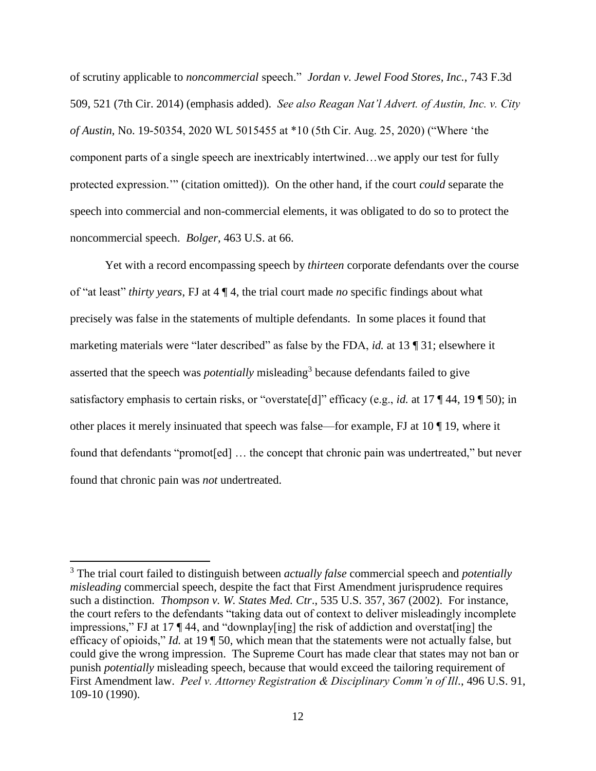of scrutiny applicable to *noncommercial* speech." *Jordan v. Jewel Food Stores, Inc.*, 743 F.3d 509, 521 (7th Cir. 2014) (emphasis added). *See also Reagan Nat'l Advert. of Austin, Inc. v. City of Austin*, No. 19-50354, 2020 WL 5015455 at *10 (5th Cir. Aug. 25, 2020) ("Where 'the component parts of a single speech are inextricably intertwined…we apply our test for fully protected expression.'" (citation omitted)). On the other hand, if the court *could* separate the speech into commercial and non-commercial elements, it was obligated to do so to protect the noncommercial speech. *Bolger*, 463 U.S. at 66.

Yet with a record encompassing speech by *thirteen* corporate defendants over the course of "at least" *thirty years*, FJ at 4 ¶ 4, the trial court made *no* specific findings about what precisely was false in the statements of multiple defendants. In some places it found that marketing materials were "later described" as false by the FDA, *id.* at 13 ¶ 31; elsewhere it asserted that the speech was *potentially* misleading[3] because defendants failed to give satisfactory emphasis to certain risks, or "overstate[d]" efficacy (e.g., *id.* at 17 ¶ 44, 19 ¶ 50); in other places it merely insinuated that speech was false—for example, FJ at 10 ¶ 19, where it found that defendants "promot[ed] … the concept that chronic pain was undertreated," but never found that chronic pain was *not* undertreated.

---

[3] The trial court failed to distinguish between *actually false* commercial speech and *potentially misleading* commercial speech, despite the fact that First Amendment jurisprudence requires such a distinction. *Thompson v. W. States Med. Ctr*., 535 U.S. 357, 367 (2002). For instance, the court refers to the defendants "taking data out of context to deliver misleadingly incomplete impressions," FJ at 17 ¶ 44, and "downplay[ing] the risk of addiction and overstat[ing] the efficacy of opioids," *Id.* at 19 ¶ 50, which mean that the statements were not actually false, but could give the wrong impression. The Supreme Court has made clear that states may not ban or punish *potentially* misleading speech, because that would exceed the tailoring requirement of First Amendment law. *Peel v. Attorney Registration & Disciplinary Comm'n of Ill*., 496 U.S. 91, 109-10 (1990).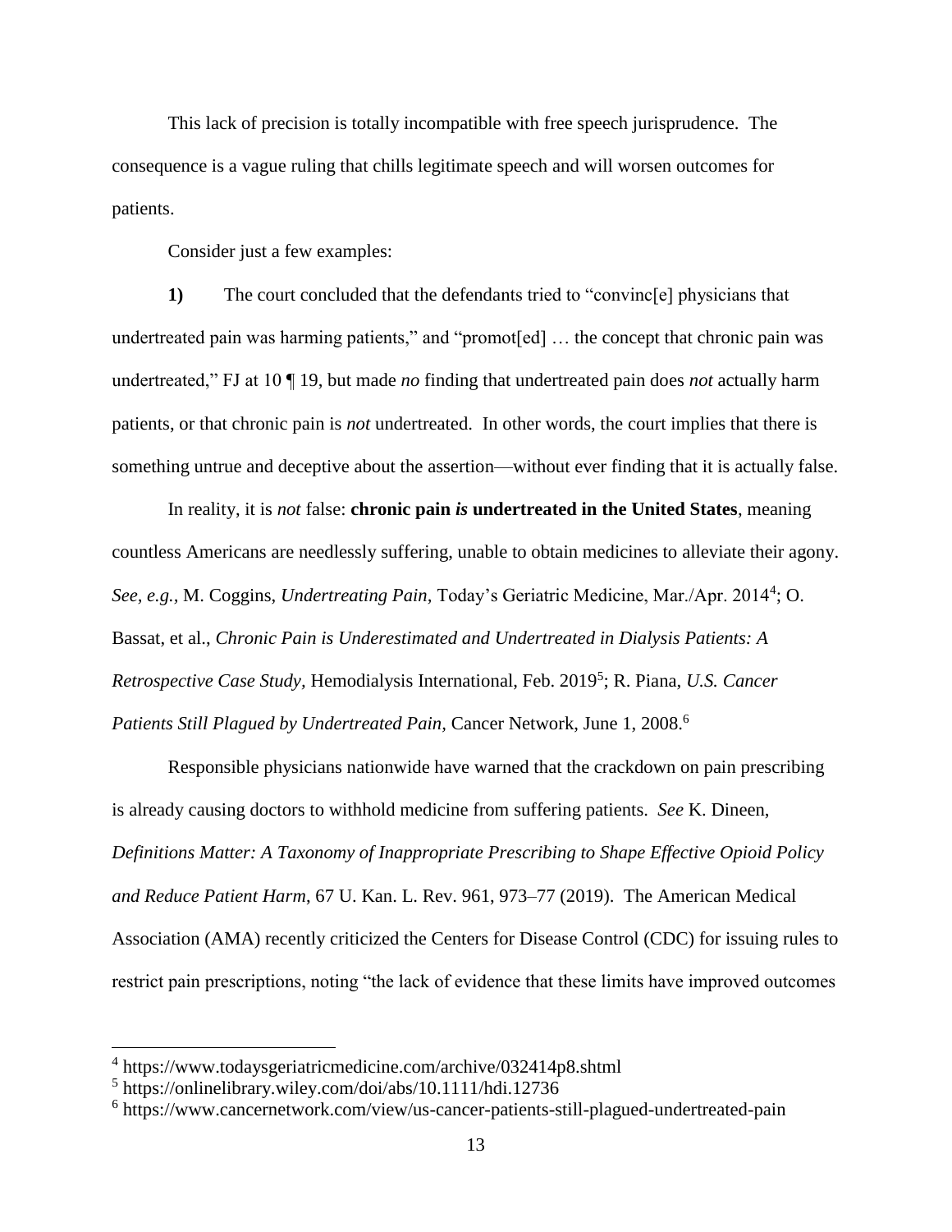This lack of precision is totally incompatible with free speech jurisprudence. The consequence is a vague ruling that chills legitimate speech and will worsen outcomes for patients.

Consider just a few examples:

**1)** The court concluded that the defendants tried to "convinc[e] physicians that undertreated pain was harming patients," and "promot[ed] … the concept that chronic pain was undertreated," FJ at 10 ¶ 19, but made *no* finding that undertreated pain does *not* actually harm patients, or that chronic pain is *not* undertreated. In other words, the court implies that there is something untrue and deceptive about the assertion—without ever finding that it is actually false.

In reality, it is *not* false: **chronic pain *is* undertreated in the United States**, meaning countless Americans are needlessly suffering, unable to obtain medicines to alleviate their agony. *See, e.g.*, M. Coggins, *Undertreating Pain*, Today's Geriatric Medicine, Mar./Apr. 2014[4]; O. Bassat, et al., *Chronic Pain is Underestimated and Undertreated in Dialysis Patients: A Retrospective Case Study*, Hemodialysis International, Feb. 2019[5]; R. Piana, *U.S. Cancer Patients Still Plagued by Undertreated Pain*, Cancer Network, June 1, 2008.[6]

Responsible physicians nationwide have warned that the crackdown on pain prescribing is already causing doctors to withhold medicine from suffering patients. *See* K. Dineen, *Definitions Matter: A Taxonomy of Inappropriate Prescribing to Shape Effective Opioid Policy and Reduce Patient Harm*, 67 U. Kan. L. Rev. 961, 973–77 (2019). The American Medical Association (AMA) recently criticized the Centers for Disease Control (CDC) for issuing rules to restrict pain prescriptions, noting "the lack of evidence that these limits have improved outcomes

---

[4] https://www.todaysgeriatricmedicine.com/archive/032414p8.shtml

[5] https://onlinelibrary.wiley.com/doi/abs/10.1111/hdi.12736

[6] https://www.cancernetwork.com/view/us-cancer-patients-still-plagued-undertreated-pain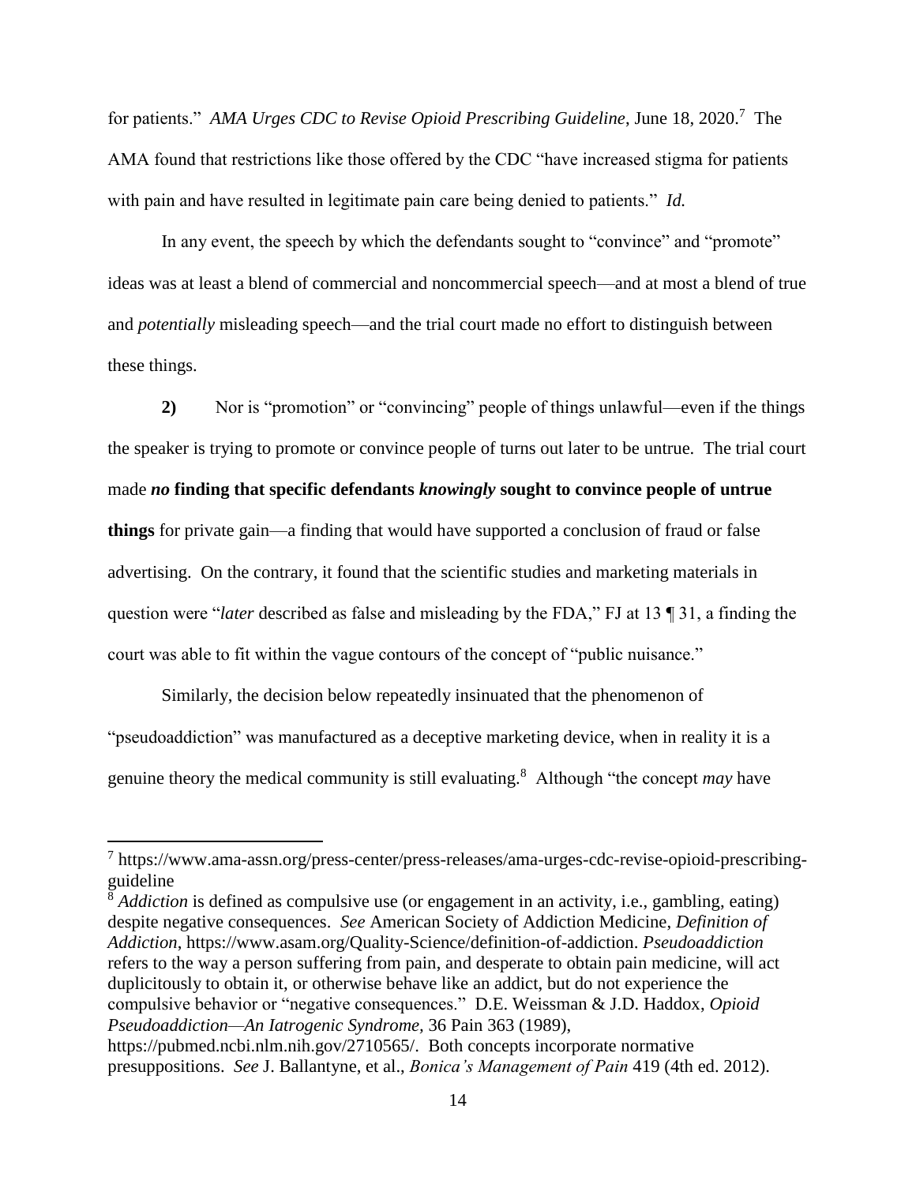for patients." *AMA Urges CDC to Revise Opioid Prescribing Guideline*, June 18, 2020.[7] The AMA found that restrictions like those offered by the CDC "have increased stigma for patients with pain and have resulted in legitimate pain care being denied to patients." *Id.*

In any event, the speech by which the defendants sought to "convince" and "promote" ideas was at least a blend of commercial and noncommercial speech—and at most a blend of true and *potentially* misleading speech—and the trial court made no effort to distinguish between these things.

**2)** Nor is "promotion" or "convincing" people of things unlawful—even if the things the speaker is trying to promote or convince people of turns out later to be untrue. The trial court made ***no*** **finding that specific defendants** ***knowingly*** **sought to convince people of untrue things** for private gain—a finding that would have supported a conclusion of fraud or false advertising. On the contrary, it found that the scientific studies and marketing materials in question were "*later* described as false and misleading by the FDA," FJ at 13 ¶ 31, a finding the court was able to fit within the vague contours of the concept of "public nuisance."

Similarly, the decision below repeatedly insinuated that the phenomenon of "pseudoaddiction" was manufactured as a deceptive marketing device, when in reality it is a genuine theory the medical community is still evaluating.[8] Although "the concept *may* have

---

[7] https://www.ama-assn.org/press-center/press-releases/ama-urges-cdc-revise-opioid-prescribing-guideline

[8] *Addiction* is defined as compulsive use (or engagement in an activity, i.e., gambling, eating) despite negative consequences. *See* American Society of Addiction Medicine, *Definition of Addiction*, https://www.asam.org/Quality-Science/definition-of-addiction. *Pseudoaddiction* refers to the way a person suffering from pain, and desperate to obtain pain medicine, will act duplicitously to obtain it, or otherwise behave like an addict, but do not experience the compulsive behavior or "negative consequences." D.E. Weissman & J.D. Haddox, *Opioid Pseudoaddiction—An Iatrogenic Syndrome*, 36 Pain 363 (1989), https://pubmed.ncbi.nlm.nih.gov/2710565/. Both concepts incorporate normative presuppositions. *See* J. Ballantyne, et al., *Bonica's Management of Pain* 419 (4th ed. 2012).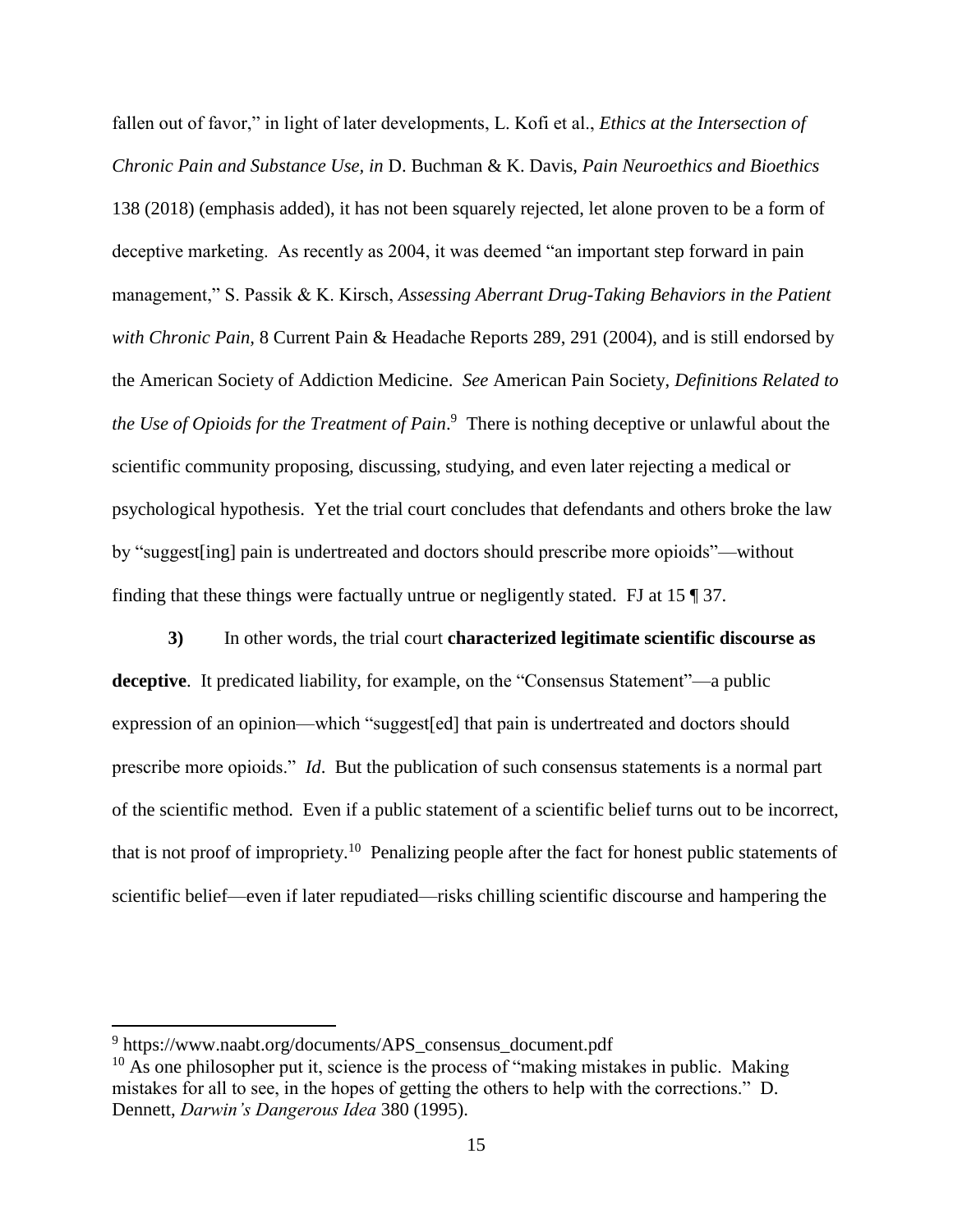fallen out of favor," in light of later developments, L. Kofi et al., *Ethics at the Intersection of Chronic Pain and Substance Use, in* D. Buchman & K. Davis, *Pain Neuroethics and Bioethics* 138 (2018) (emphasis added), it has not been squarely rejected, let alone proven to be a form of deceptive marketing. As recently as 2004, it was deemed "an important step forward in pain management," S. Passik & K. Kirsch, *Assessing Aberrant Drug-Taking Behaviors in the Patient with Chronic Pain*, 8 Current Pain & Headache Reports 289, 291 (2004), and is still endorsed by the American Society of Addiction Medicine. *See* American Pain Society, *Definitions Related to the Use of Opioids for the Treatment of Pain*.[9] There is nothing deceptive or unlawful about the scientific community proposing, discussing, studying, and even later rejecting a medical or psychological hypothesis. Yet the trial court concludes that defendants and others broke the law by "suggest[ing] pain is undertreated and doctors should prescribe more opioids"—without finding that these things were factually untrue or negligently stated. FJ at 15 ¶ 37.

**3)** In other words, the trial court **characterized legitimate scientific discourse as deceptive**. It predicated liability, for example, on the "Consensus Statement"—a public expression of an opinion—which "suggest[ed] that pain is undertreated and doctors should prescribe more opioids." *Id*. But the publication of such consensus statements is a normal part of the scientific method. Even if a public statement of a scientific belief turns out to be incorrect, that is not proof of impropriety.[10] Penalizing people after the fact for honest public statements of scientific belief—even if later repudiated—risks chilling scientific discourse and hampering the

---

[9] https://www.naabt.org/documents/APS_consensus_document.pdf

[10] As one philosopher put it, science is the process of "making mistakes in public. Making mistakes for all to see, in the hopes of getting the others to help with the corrections." D. Dennett, *Darwin's Dangerous Idea* 380 (1995).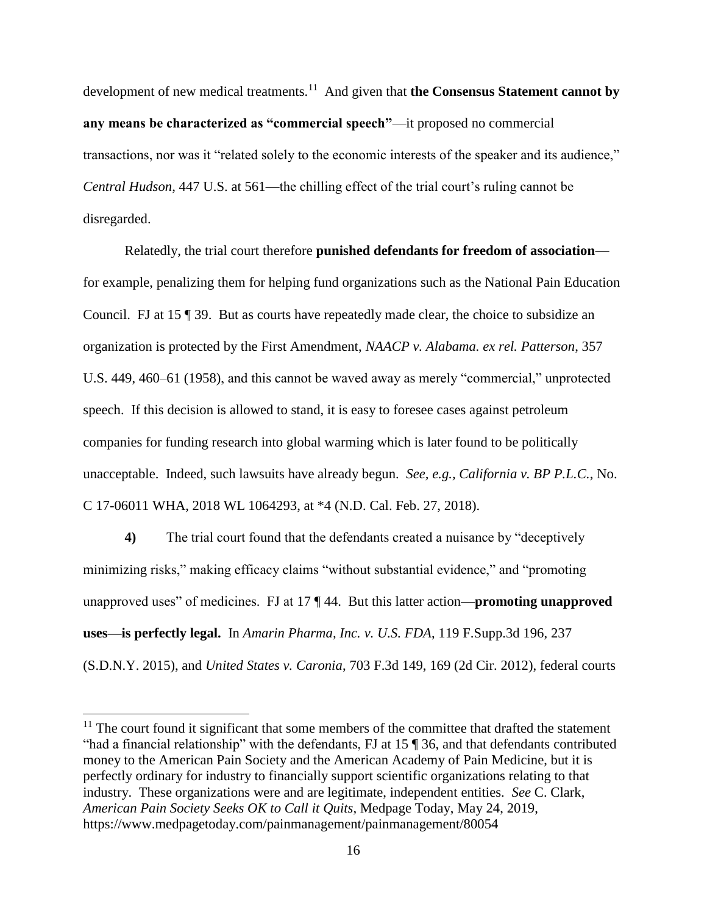development of new medical treatments.[11] And given that **the Consensus Statement cannot by any means be characterized as "commercial speech"**—it proposed no commercial transactions, nor was it "related solely to the economic interests of the speaker and its audience," *Central Hudson*, 447 U.S. at 561—the chilling effect of the trial court's ruling cannot be disregarded.

Relatedly, the trial court therefore **punished defendants for freedom of association**—for example, penalizing them for helping fund organizations such as the National Pain Education Council. FJ at 15 ¶ 39. But as courts have repeatedly made clear, the choice to subsidize an organization is protected by the First Amendment, *NAACP v. Alabama. ex rel. Patterson*, 357 U.S. 449, 460–61 (1958), and this cannot be waved away as merely "commercial," unprotected speech. If this decision is allowed to stand, it is easy to foresee cases against petroleum companies for funding research into global warming which is later found to be politically unacceptable. Indeed, such lawsuits have already begun. *See, e.g., California v. BP P.L.C.*, No. C 17-06011 WHA, 2018 WL 1064293, at *4 (N.D. Cal. Feb. 27, 2018).

**4)** The trial court found that the defendants created a nuisance by "deceptively minimizing risks," making efficacy claims "without substantial evidence," and "promoting unapproved uses" of medicines. FJ at 17 ¶ 44. But this latter action—**promoting unapproved uses—is perfectly legal.** In *Amarin Pharma, Inc. v. U.S. FDA*, 119 F.Supp.3d 196, 237 (S.D.N.Y. 2015), and *United States v. Caronia*, 703 F.3d 149, 169 (2d Cir. 2012), federal courts

---

[11] The court found it significant that some members of the committee that drafted the statement "had a financial relationship" with the defendants, FJ at 15 ¶ 36, and that defendants contributed money to the American Pain Society and the American Academy of Pain Medicine, but it is perfectly ordinary for industry to financially support scientific organizations relating to that industry. These organizations were and are legitimate, independent entities. *See* C. Clark, *American Pain Society Seeks OK to Call it Quits*, Medpage Today, May 24, 2019, https://www.medpagetoday.com/painmanagement/painmanagement/80054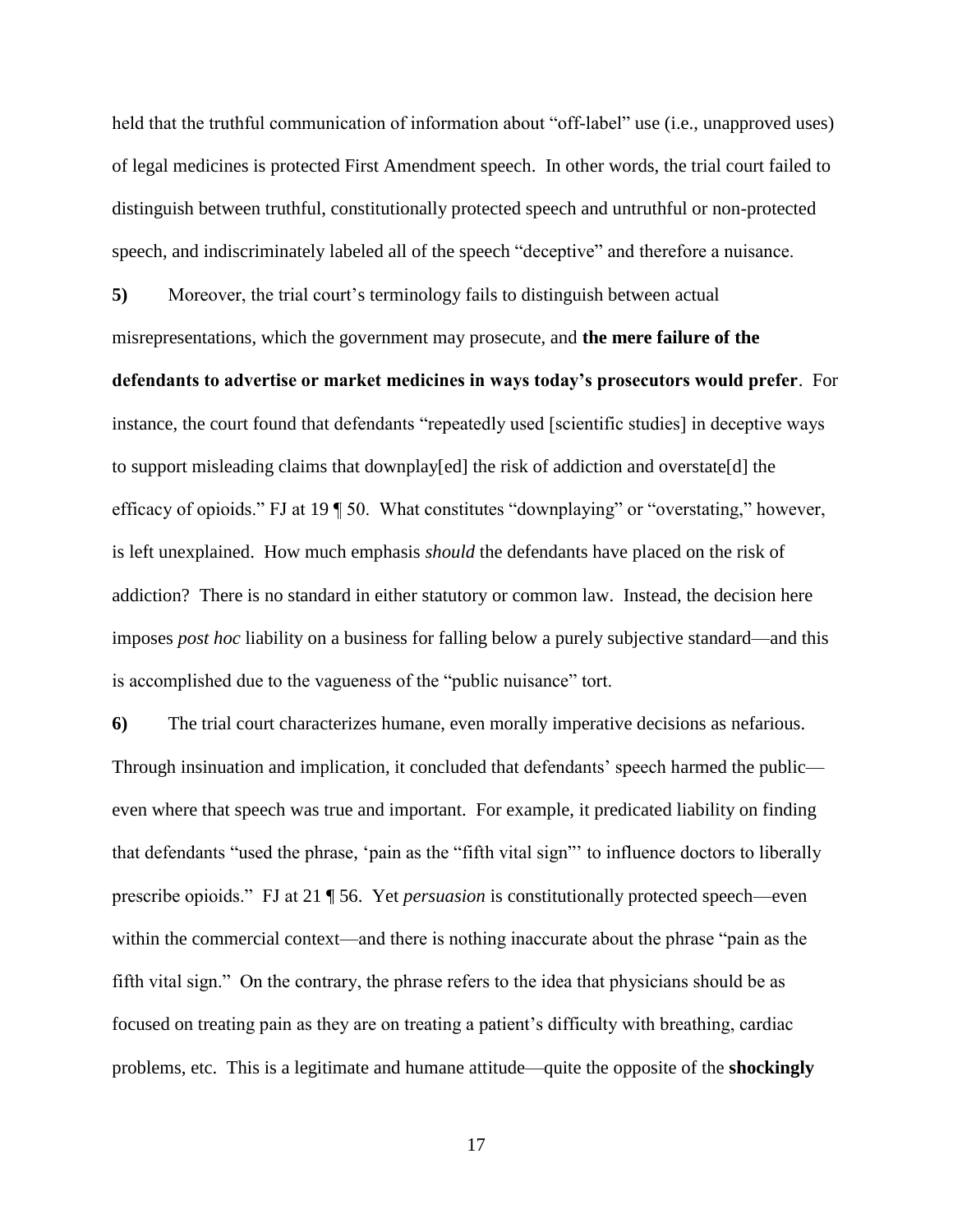held that the truthful communication of information about "off-label" use (i.e., unapproved uses) of legal medicines is protected First Amendment speech. In other words, the trial court failed to distinguish between truthful, constitutionally protected speech and untruthful or non-protected speech, and indiscriminately labeled all of the speech "deceptive" and therefore a nuisance.

**5)** Moreover, the trial court's terminology fails to distinguish between actual misrepresentations, which the government may prosecute, and **the mere failure of the defendants to advertise or market medicines in ways today's prosecutors would prefer**. For instance, the court found that defendants "repeatedly used [scientific studies] in deceptive ways to support misleading claims that downplay[ed] the risk of addiction and overstate[d] the efficacy of opioids." FJ at 19 ¶ 50. What constitutes "downplaying" or "overstating," however, is left unexplained. How much emphasis *should* the defendants have placed on the risk of addiction? There is no standard in either statutory or common law. Instead, the decision here imposes *post hoc* liability on a business for falling below a purely subjective standard—and this is accomplished due to the vagueness of the "public nuisance" tort.

**6)** The trial court characterizes humane, even morally imperative decisions as nefarious. Through insinuation and implication, it concluded that defendants' speech harmed the public—even where that speech was true and important. For example, it predicated liability on finding that defendants "used the phrase, 'pain as the "fifth vital sign"' to influence doctors to liberally prescribe opioids." FJ at 21 ¶ 56. Yet *persuasion* is constitutionally protected speech—even within the commercial context—and there is nothing inaccurate about the phrase "pain as the fifth vital sign." On the contrary, the phrase refers to the idea that physicians should be as focused on treating pain as they are on treating a patient's difficulty with breathing, cardiac problems, etc. This is a legitimate and humane attitude—quite the opposite of the **shockingly**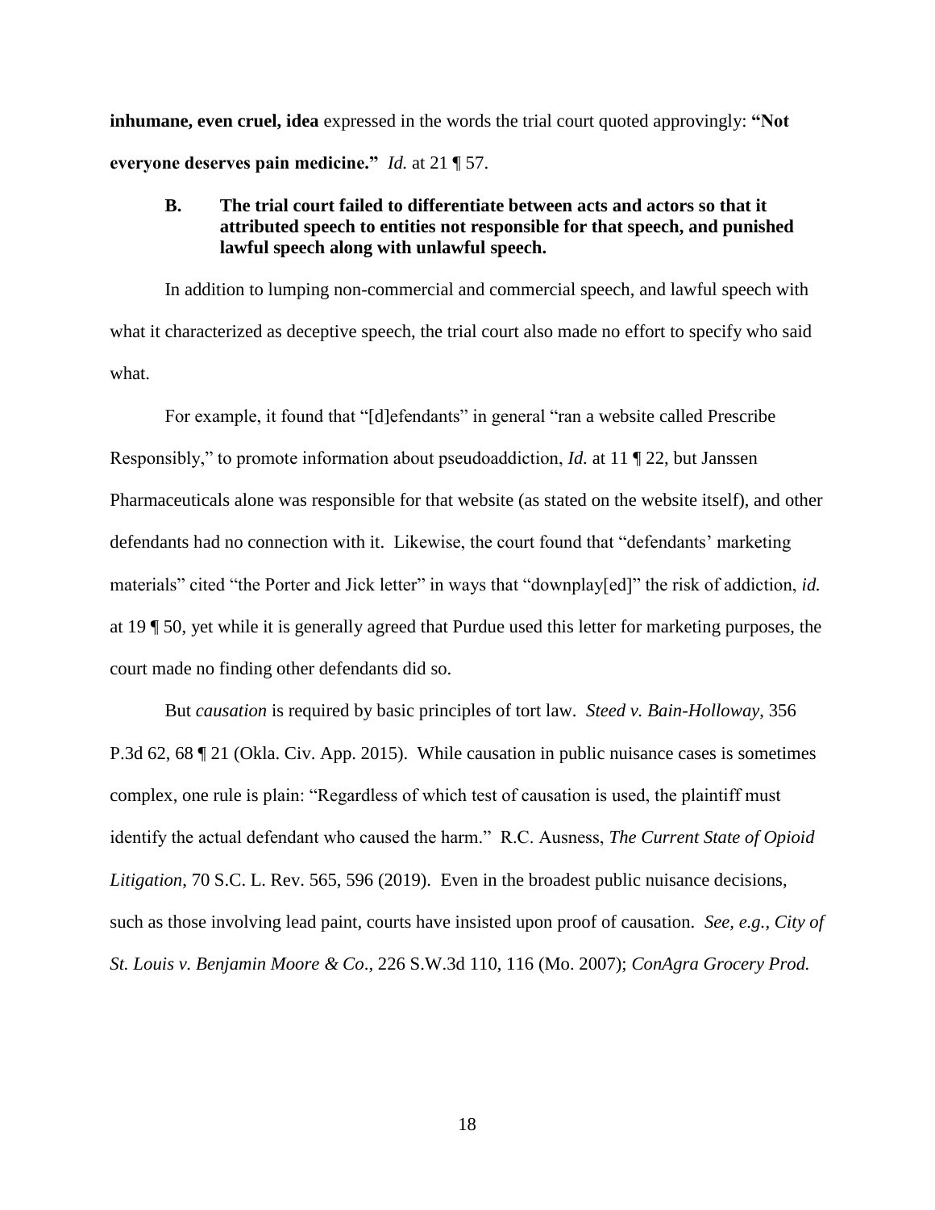**inhumane, even cruel, idea** expressed in the words the trial court quoted approvingly: **"Not everyone deserves pain medicine."** *Id.* at 21 ¶ 57.

### B. The trial court failed to differentiate between acts and actors so that it attributed speech to entities not responsible for that speech, and punished lawful speech along with unlawful speech.

In addition to lumping non-commercial and commercial speech, and lawful speech with what it characterized as deceptive speech, the trial court also made no effort to specify who said what.

For example, it found that "[d]efendants" in general "ran a website called Prescribe Responsibly," to promote information about pseudoaddiction, *Id.* at 11 ¶ 22, but Janssen Pharmaceuticals alone was responsible for that website (as stated on the website itself), and other defendants had no connection with it. Likewise, the court found that "defendants' marketing materials" cited "the Porter and Jick letter" in ways that "downplay[ed]" the risk of addiction, *id.* at 19 ¶ 50, yet while it is generally agreed that Purdue used this letter for marketing purposes, the court made no finding other defendants did so.

But *causation* is required by basic principles of tort law. *Steed v. Bain-Holloway*, 356 P.3d 62, 68 ¶ 21 (Okla. Civ. App. 2015). While causation in public nuisance cases is sometimes complex, one rule is plain: "Regardless of which test of causation is used, the plaintiff must identify the actual defendant who caused the harm." R.C. Ausness, *The Current State of Opioid Litigation*, 70 S.C. L. Rev. 565, 596 (2019). Even in the broadest public nuisance decisions, such as those involving lead paint, courts have insisted upon proof of causation. *See, e.g.*, *City of St. Louis v. Benjamin Moore & Co*., 226 S.W.3d 110, 116 (Mo. 2007); *ConAgra Grocery Prod.*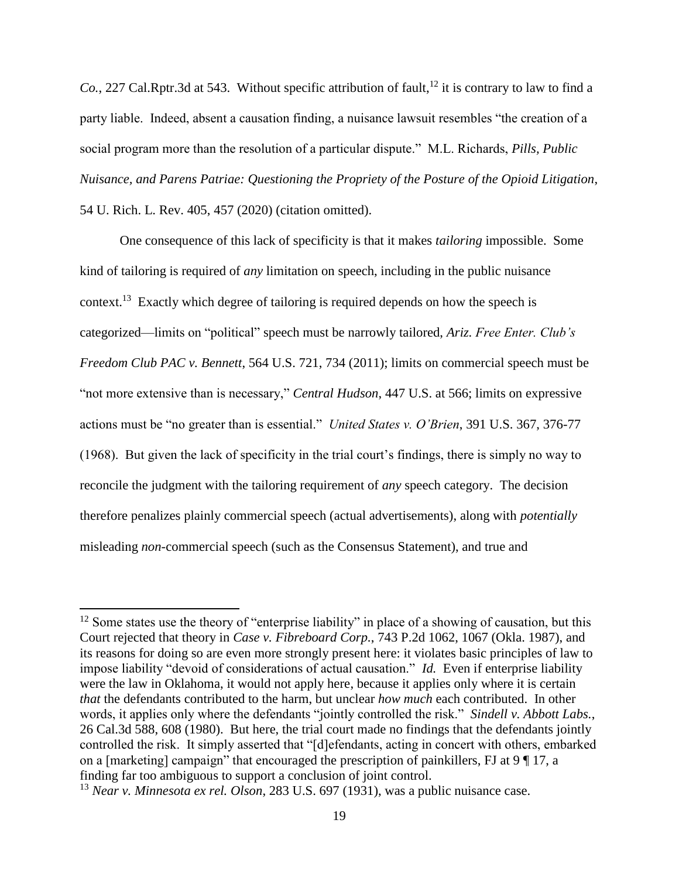*Co.*, 227 Cal.Rptr.3d at 543. Without specific attribution of fault,[12] it is contrary to law to find a party liable. Indeed, absent a causation finding, a nuisance lawsuit resembles "the creation of a social program more than the resolution of a particular dispute." M.L. Richards, *Pills, Public Nuisance, and Parens Patriae: Questioning the Propriety of the Posture of the Opioid Litigation*, 54 U. Rich. L. Rev. 405, 457 (2020) (citation omitted).

One consequence of this lack of specificity is that it makes *tailoring* impossible. Some kind of tailoring is required of *any* limitation on speech, including in the public nuisance context.[13] Exactly which degree of tailoring is required depends on how the speech is categorized—limits on "political" speech must be narrowly tailored, *Ariz. Free Enter. Club's Freedom Club PAC v. Bennett*, 564 U.S. 721, 734 (2011); limits on commercial speech must be "not more extensive than is necessary," *Central Hudson*, 447 U.S. at 566; limits on expressive actions must be "no greater than is essential." *United States v. O'Brien*, 391 U.S. 367, 376-77 (1968). But given the lack of specificity in the trial court's findings, there is simply no way to reconcile the judgment with the tailoring requirement of *any* speech category. The decision therefore penalizes plainly commercial speech (actual advertisements), along with *potentially* misleading *non*-commercial speech (such as the Consensus Statement), and true and

---

[12] Some states use the theory of "enterprise liability" in place of a showing of causation, but this Court rejected that theory in *Case v. Fibreboard Corp.*, 743 P.2d 1062, 1067 (Okla. 1987), and its reasons for doing so are even more strongly present here: it violates basic principles of law to impose liability "devoid of considerations of actual causation." *Id.* Even if enterprise liability were the law in Oklahoma, it would not apply here, because it applies only where it is certain *that* the defendants contributed to the harm, but unclear *how much* each contributed. In other words, it applies only where the defendants "jointly controlled the risk." *Sindell v. Abbott Labs.*, 26 Cal.3d 588, 608 (1980). But here, the trial court made no findings that the defendants jointly controlled the risk. It simply asserted that "[d]efendants, acting in concert with others, embarked on a [marketing] campaign" that encouraged the prescription of painkillers, FJ at 9 ¶ 17, a finding far too ambiguous to support a conclusion of joint control.

[13] *Near v. Minnesota ex rel. Olson*, 283 U.S. 697 (1931), was a public nuisance case.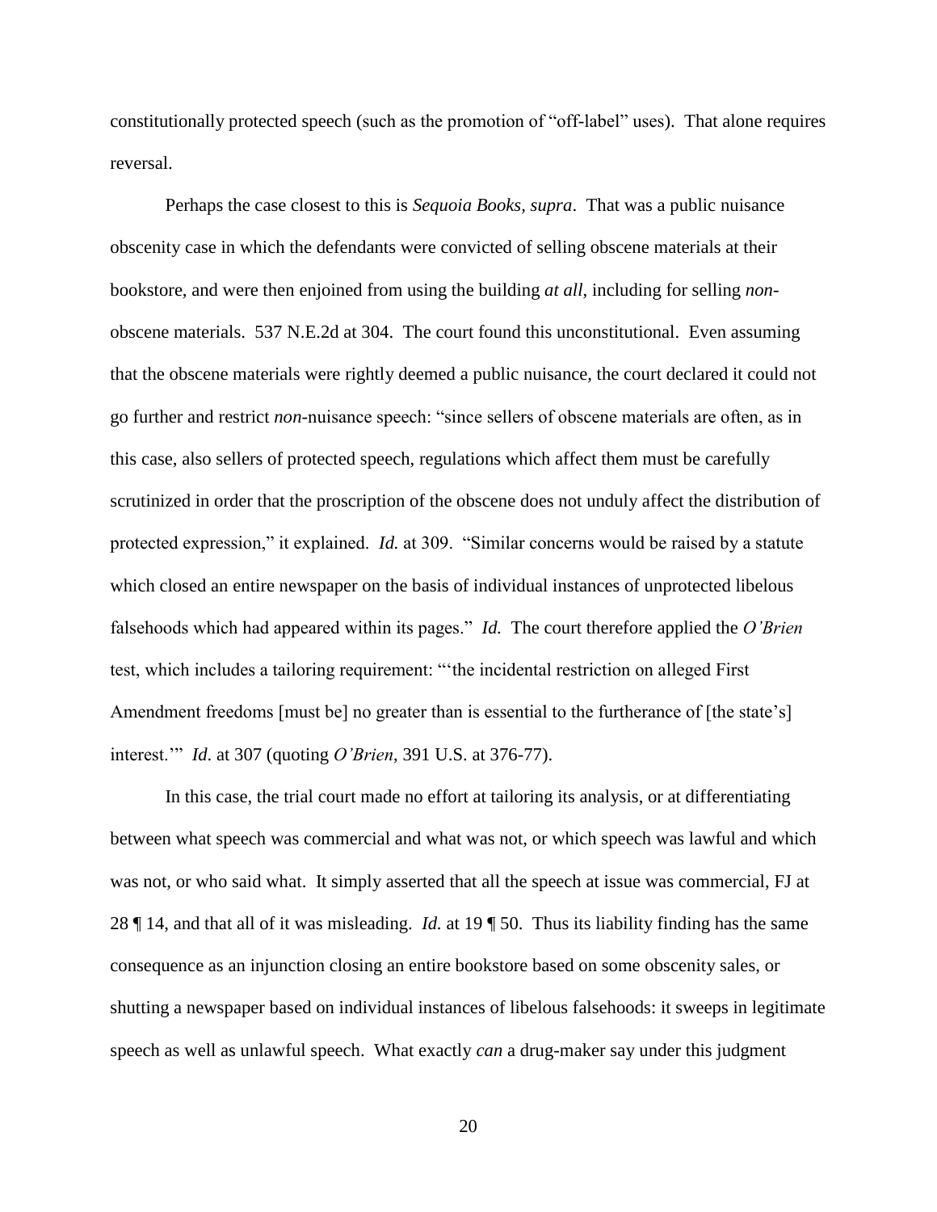constitutionally protected speech (such as the promotion of "off-label" uses). That alone requires reversal.

Perhaps the case closest to this is *Sequoia Books*, *supra*. That was a public nuisance obscenity case in which the defendants were convicted of selling obscene materials at their bookstore, and were then enjoined from using the building *at all*, including for selling *non*-obscene materials. 537 N.E.2d at 304. The court found this unconstitutional. Even assuming that the obscene materials were rightly deemed a public nuisance, the court declared it could not go further and restrict *non*-nuisance speech: "since sellers of obscene materials are often, as in this case, also sellers of protected speech, regulations which affect them must be carefully scrutinized in order that the proscription of the obscene does not unduly affect the distribution of protected expression," it explained. *Id.* at 309. "Similar concerns would be raised by a statute which closed an entire newspaper on the basis of individual instances of unprotected libelous falsehoods which had appeared within its pages." *Id.* The court therefore applied the *O'Brien* test, which includes a tailoring requirement: "'the incidental restriction on alleged First Amendment freedoms [must be] no greater than is essential to the furtherance of [the state's] interest.'" *Id*. at 307 (quoting *O'Brien*, 391 U.S. at 376-77).

In this case, the trial court made no effort at tailoring its analysis, or at differentiating between what speech was commercial and what was not, or which speech was lawful and which was not, or who said what. It simply asserted that all the speech at issue was commercial, FJ at 28 ¶ 14, and that all of it was misleading. *Id.* at 19 ¶ 50. Thus its liability finding has the same consequence as an injunction closing an entire bookstore based on some obscenity sales, or shutting a newspaper based on individual instances of libelous falsehoods: it sweeps in legitimate speech as well as unlawful speech. What exactly *can* a drug-maker say under this judgment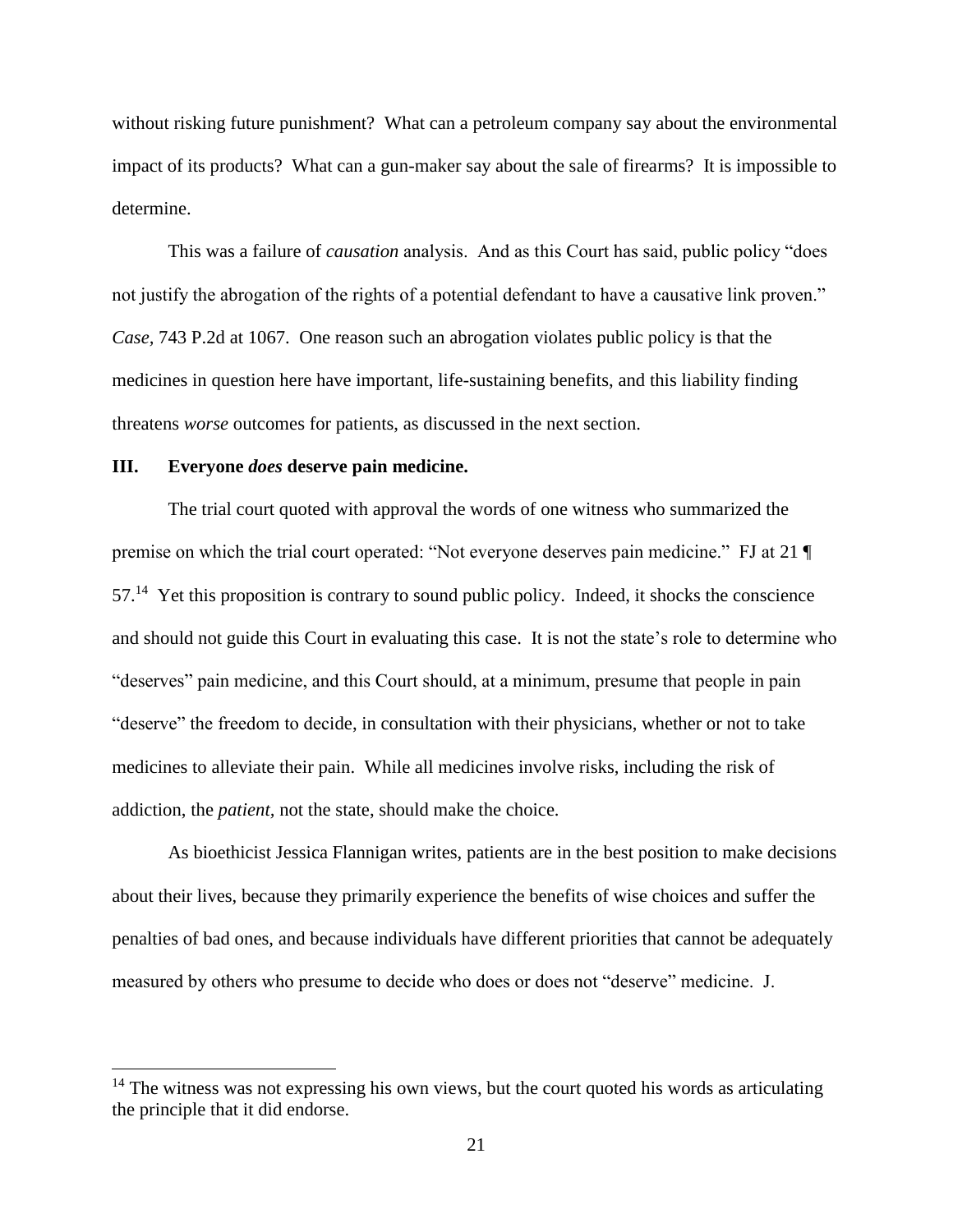without risking future punishment? What can a petroleum company say about the environmental impact of its products? What can a gun-maker say about the sale of firearms? It is impossible to determine.

This was a failure of *causation* analysis. And as this Court has said, public policy "does not justify the abrogation of the rights of a potential defendant to have a causative link proven." *Case*, 743 P.2d at 1067. One reason such an abrogation violates public policy is that the medicines in question here have important, life-sustaining benefits, and this liability finding threatens *worse* outcomes for patients, as discussed in the next section.

## III. Everyone *does* deserve pain medicine.

The trial court quoted with approval the words of one witness who summarized the premise on which the trial court operated: "Not everyone deserves pain medicine." FJ at 21 ¶ 57.[14] Yet this proposition is contrary to sound public policy. Indeed, it shocks the conscience and should not guide this Court in evaluating this case. It is not the state's role to determine who "deserves" pain medicine, and this Court should, at a minimum, presume that people in pain "deserve" the freedom to decide, in consultation with their physicians, whether or not to take medicines to alleviate their pain. While all medicines involve risks, including the risk of addiction, the *patient*, not the state, should make the choice.

As bioethicist Jessica Flannigan writes, patients are in the best position to make decisions about their lives, because they primarily experience the benefits of wise choices and suffer the penalties of bad ones, and because individuals have different priorities that cannot be adequately measured by others who presume to decide who does or does not "deserve" medicine. J.

---

[14] The witness was not expressing his own views, but the court quoted his words as articulating the principle that it did endorse.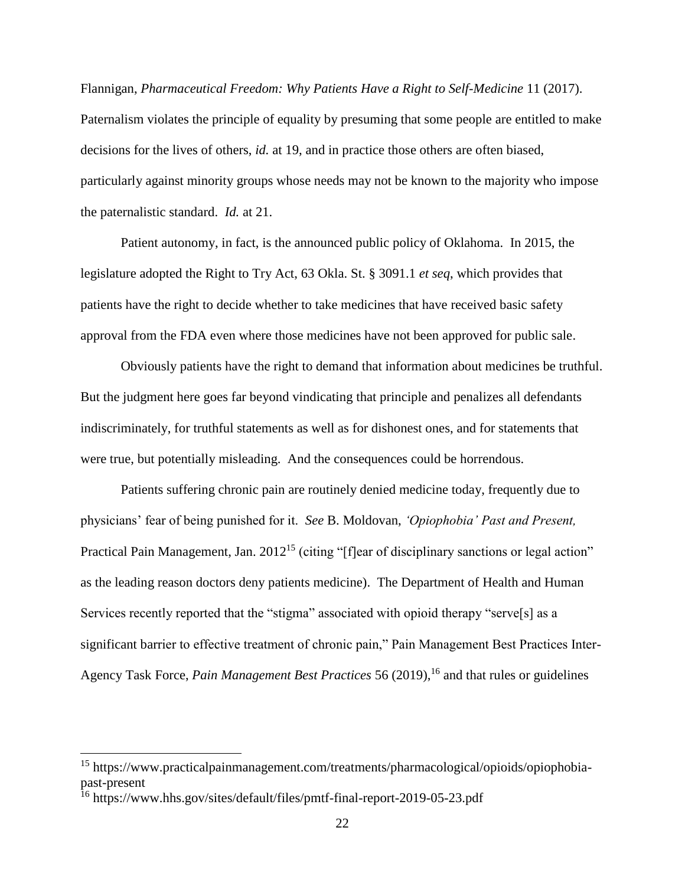Flannigan, *Pharmaceutical Freedom: Why Patients Have a Right to Self-Medicine* 11 (2017). Paternalism violates the principle of equality by presuming that some people are entitled to make decisions for the lives of others, *id.* at 19, and in practice those others are often biased, particularly against minority groups whose needs may not be known to the majority who impose the paternalistic standard. *Id.* at 21.

Patient autonomy, in fact, is the announced public policy of Oklahoma. In 2015, the legislature adopted the Right to Try Act, 63 Okla. St. § 3091.1 *et seq*, which provides that patients have the right to decide whether to take medicines that have received basic safety approval from the FDA even where those medicines have not been approved for public sale.

Obviously patients have the right to demand that information about medicines be truthful. But the judgment here goes far beyond vindicating that principle and penalizes all defendants indiscriminately, for truthful statements as well as for dishonest ones, and for statements that were true, but potentially misleading. And the consequences could be horrendous.

Patients suffering chronic pain are routinely denied medicine today, frequently due to physicians' fear of being punished for it. *See* B. Moldovan, *'Opiophobia' Past and Present,* Practical Pain Management, Jan. 2012[15] (citing "[f]ear of disciplinary sanctions or legal action" as the leading reason doctors deny patients medicine). The Department of Health and Human Services recently reported that the "stigma" associated with opioid therapy "serve[s] as a significant barrier to effective treatment of chronic pain," Pain Management Best Practices Inter-Agency Task Force, *Pain Management Best Practices* 56 (2019),[16] and that rules or guidelines

---

[15] https://www.practicalpainmanagement.com/treatments/pharmacological/opioids/opiophobia-past-present

[16] https://www.hhs.gov/sites/default/files/pmtf-final-report-2019-05-23.pdf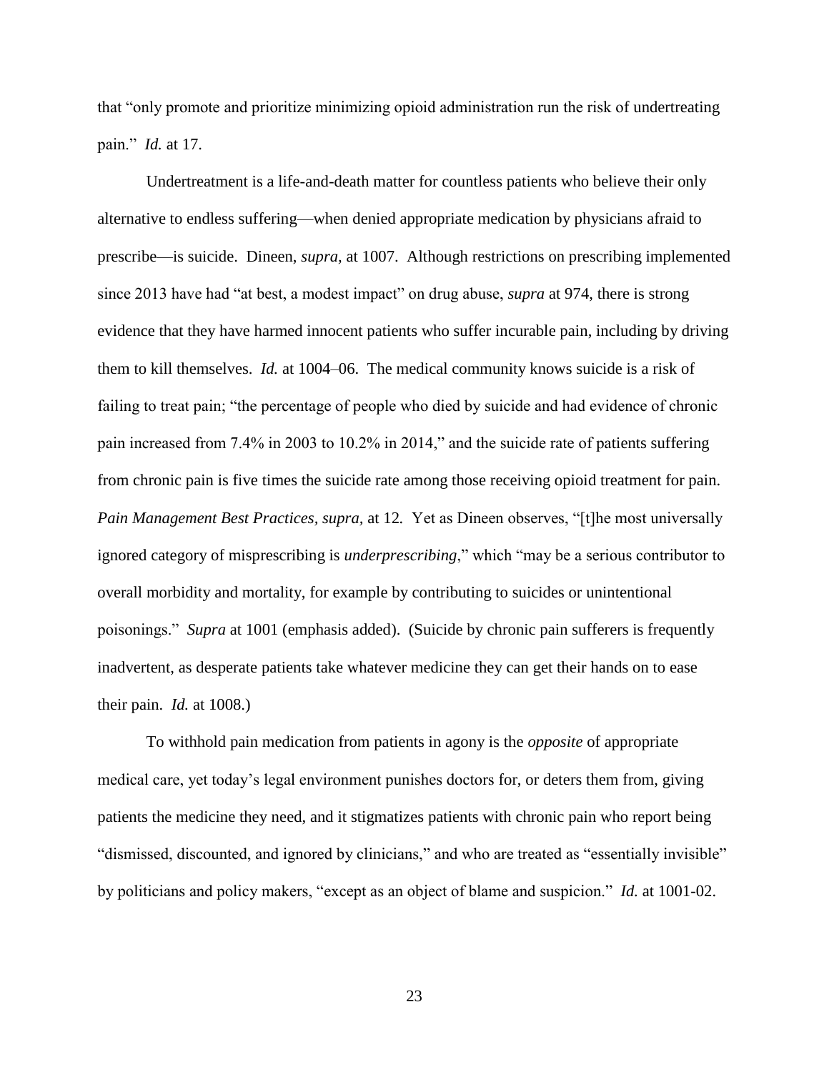that "only promote and prioritize minimizing opioid administration run the risk of undertreating pain." *Id.* at 17.

Undertreatment is a life-and-death matter for countless patients who believe their only alternative to endless suffering—when denied appropriate medication by physicians afraid to prescribe—is suicide. Dineen, *supra*, at 1007. Although restrictions on prescribing implemented since 2013 have had "at best, a modest impact" on drug abuse, *supra* at 974, there is strong evidence that they have harmed innocent patients who suffer incurable pain, including by driving them to kill themselves. *Id.* at 1004–06. The medical community knows suicide is a risk of failing to treat pain; "the percentage of people who died by suicide and had evidence of chronic pain increased from 7.4% in 2003 to 10.2% in 2014," and the suicide rate of patients suffering from chronic pain is five times the suicide rate among those receiving opioid treatment for pain. *Pain Management Best Practices, supra,* at 12*.* Yet as Dineen observes, "[t]he most universally ignored category of misprescribing is *underprescribing*," which "may be a serious contributor to overall morbidity and mortality, for example by contributing to suicides or unintentional poisonings." *Supra* at 1001 (emphasis added). (Suicide by chronic pain sufferers is frequently inadvertent, as desperate patients take whatever medicine they can get their hands on to ease their pain. *Id.* at 1008.)

To withhold pain medication from patients in agony is the *opposite* of appropriate medical care, yet today's legal environment punishes doctors for, or deters them from, giving patients the medicine they need, and it stigmatizes patients with chronic pain who report being "dismissed, discounted, and ignored by clinicians," and who are treated as "essentially invisible" by politicians and policy makers, "except as an object of blame and suspicion." *Id.* at 1001-02.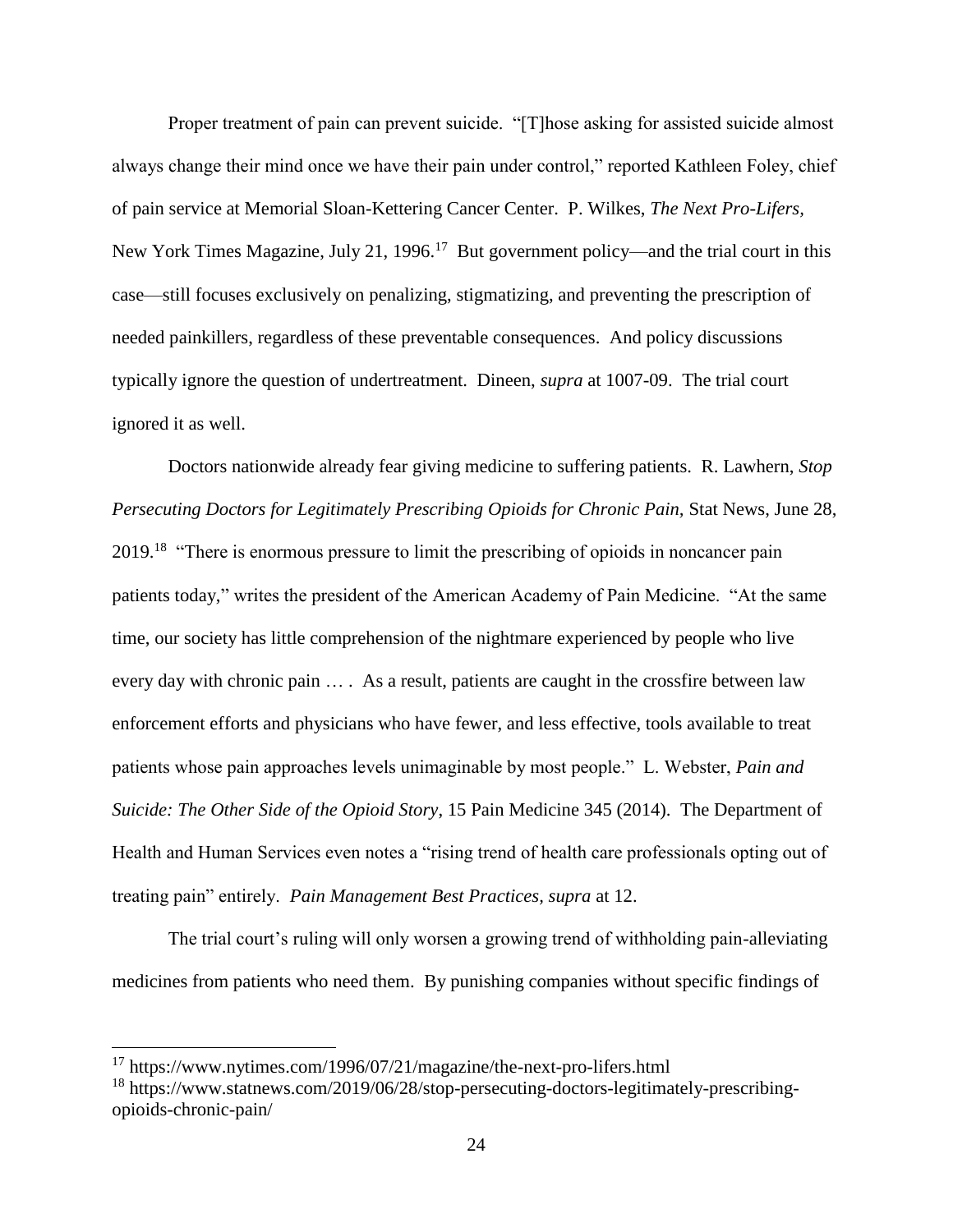Proper treatment of pain can prevent suicide. "[T]hose asking for assisted suicide almost always change their mind once we have their pain under control," reported Kathleen Foley, chief of pain service at Memorial Sloan-Kettering Cancer Center. P. Wilkes, *The Next Pro-Lifers*, New York Times Magazine, July 21, 1996.[17] But government policy—and the trial court in this case—still focuses exclusively on penalizing, stigmatizing, and preventing the prescription of needed painkillers, regardless of these preventable consequences. And policy discussions typically ignore the question of undertreatment. Dineen, *supra* at 1007-09. The trial court ignored it as well.

Doctors nationwide already fear giving medicine to suffering patients. R. Lawhern, *Stop Persecuting Doctors for Legitimately Prescribing Opioids for Chronic Pain*, Stat News, June 28, 2019.[18] "There is enormous pressure to limit the prescribing of opioids in noncancer pain patients today," writes the president of the American Academy of Pain Medicine. "At the same time, our society has little comprehension of the nightmare experienced by people who live every day with chronic pain … . As a result, patients are caught in the crossfire between law enforcement efforts and physicians who have fewer, and less effective, tools available to treat patients whose pain approaches levels unimaginable by most people." L. Webster, *Pain and Suicide: The Other Side of the Opioid Story*, 15 Pain Medicine 345 (2014). The Department of Health and Human Services even notes a "rising trend of health care professionals opting out of treating pain" entirely. *Pain Management Best Practices, supra* at 12.

The trial court's ruling will only worsen a growing trend of withholding pain-alleviating medicines from patients who need them. By punishing companies without specific findings of

---

[17] https://www.nytimes.com/1996/07/21/magazine/the-next-pro-lifers.html

[18] https://www.statnews.com/2019/06/28/stop-persecuting-doctors-legitimately-prescribing-opioids-chronic-pain/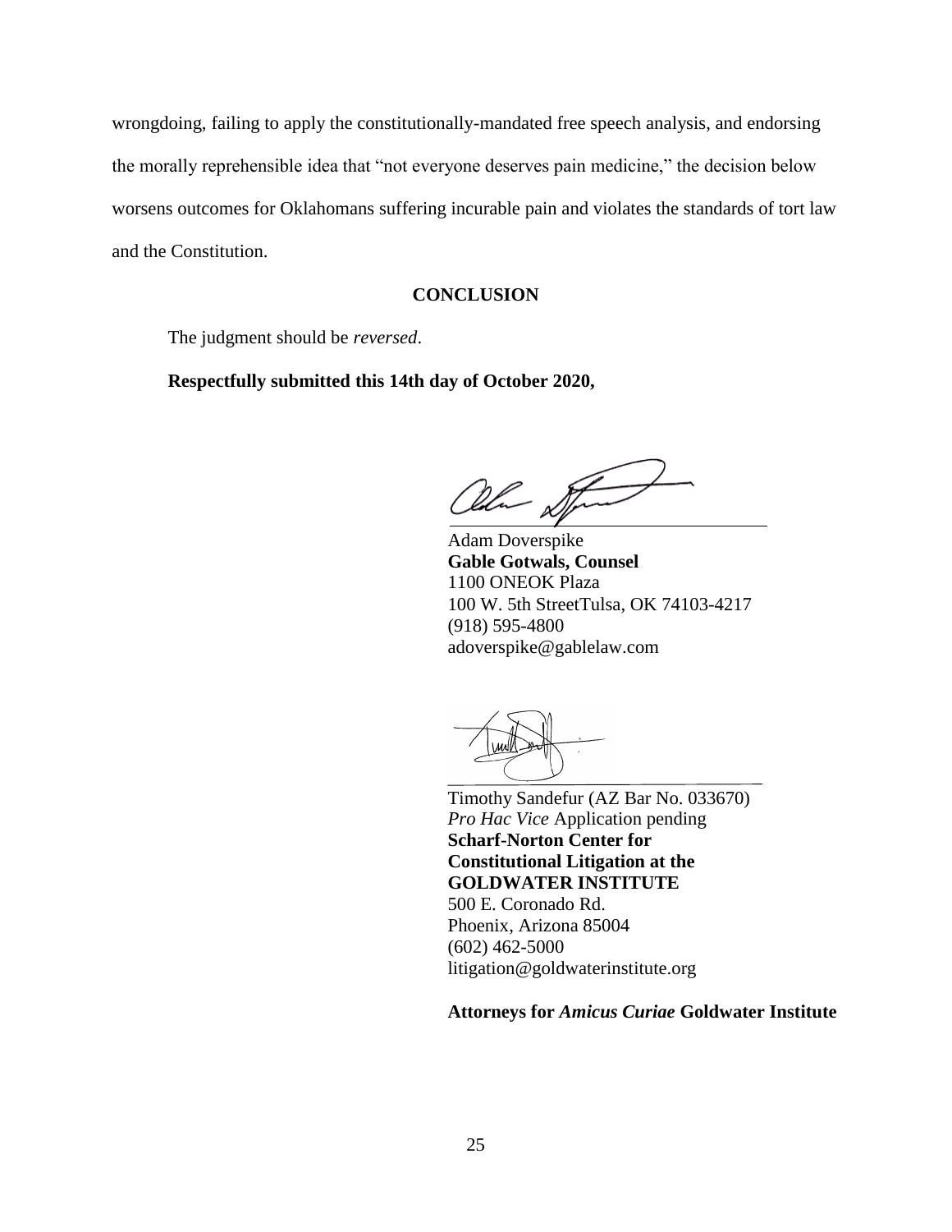wrongdoing, failing to apply the constitutionally-mandated free speech analysis, and endorsing the morally reprehensible idea that "not everyone deserves pain medicine," the decision below worsens outcomes for Oklahomans suffering incurable pain and violates the standards of tort law and the Constitution.

## CONCLUSION

The judgment should be *reversed*.

**Respectfully submitted this 14th day of October 2020,**

Adam Doverspike
**Gable Gotwals, Counsel**
1100 ONEOK Plaza
100 W. 5th StreetTulsa, OK 74103-4217
(918) 595-4800
adoverspike@gablelaw.com

Timothy Sandefur (AZ Bar No. 033670)
*Pro Hac Vice* Application pending
**Scharf-Norton Center for Constitutional Litigation at the GOLDWATER INSTITUTE**
500 E. Coronado Rd.
Phoenix, Arizona 85004
(602) 462-5000
litigation@goldwaterinstitute.org

**Attorneys for *Amicus Curiae* Goldwater Institute**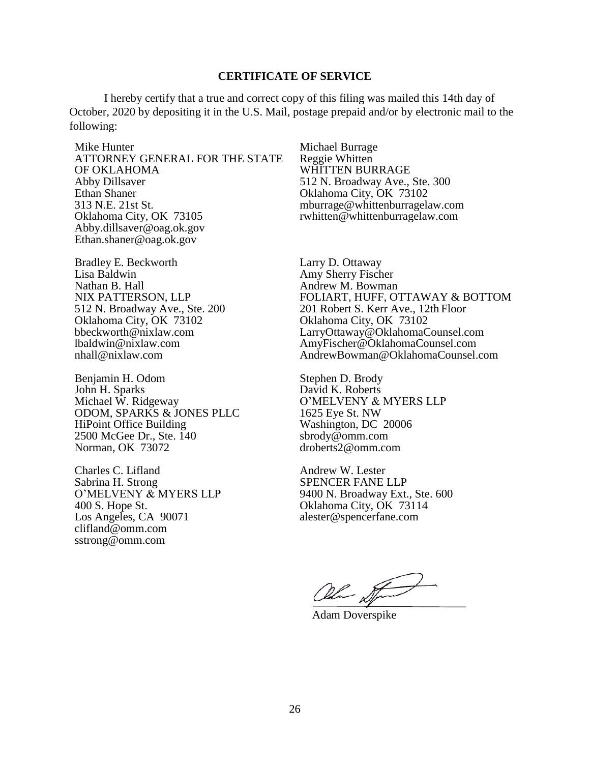**CERTIFICATE OF SERVICE**

I hereby certify that a true and correct copy of this filing was mailed this 14th day of October, 2020 by depositing it in the U.S. Mail, postage prepaid and/or by electronic mail to the following:

Mike Hunter
ATTORNEY GENERAL FOR THE STATE OF OKLAHOMA
Abby Dillsaver
Ethan Shaner
313 N.E. 21st St.
Oklahoma City, OK 73105
Abby.dillsaver@oag.ok.gov
Ethan.shaner@oag.ok.gov

Michael Burrage
Reggie Whitten
WHITTEN BURRAGE
512 N. Broadway Ave., Ste. 300
Oklahoma City, OK 73102
mburrage@whittenburragelaw.com
rwhitten@whittenburragelaw.com

Bradley E. Beckworth
Lisa Baldwin
Nathan B. Hall
NIX PATTERSON, LLP
512 N. Broadway Ave., Ste. 200
Oklahoma City, OK 73102
bbeckworth@nixlaw.com
lbaldwin@nixlaw.com
nhall@nixlaw.com

Larry D. Ottaway
Amy Sherry Fischer
Andrew M. Bowman
FOLIART, HUFF, OTTAWAY & BOTTOM
201 Robert S. Kerr Ave., 12th Floor
Oklahoma City, OK 73102
LarryOttaway@OklahomaCounsel.com
AmyFischer@OklahomaCounsel.com
AndrewBowman@OklahomaCounsel.com

Benjamin H. Odom
John H. Sparks
Michael W. Ridgeway
ODOM, SPARKS & JONES PLLC
HiPoint Office Building
2500 McGee Dr., Ste. 140
Norman, OK 73072

Stephen D. Brody
David K. Roberts
O'MELVENY & MYERS LLP
1625 Eye St. NW
Washington, DC 20006
sbrody@omm.com
droberts2@omm.com

Charles C. Lifland
Sabrina H. Strong
O'MELVENY & MYERS LLP
400 S. Hope St.
Los Angeles, CA 90071
clifland@omm.com
sstrong@omm.com

Andrew W. Lester
SPENCER FANE LLP
9400 N. Broadway Ext., Ste. 600
Oklahoma City, OK 73114
alester@spencerfane.com

Adam Doverspike